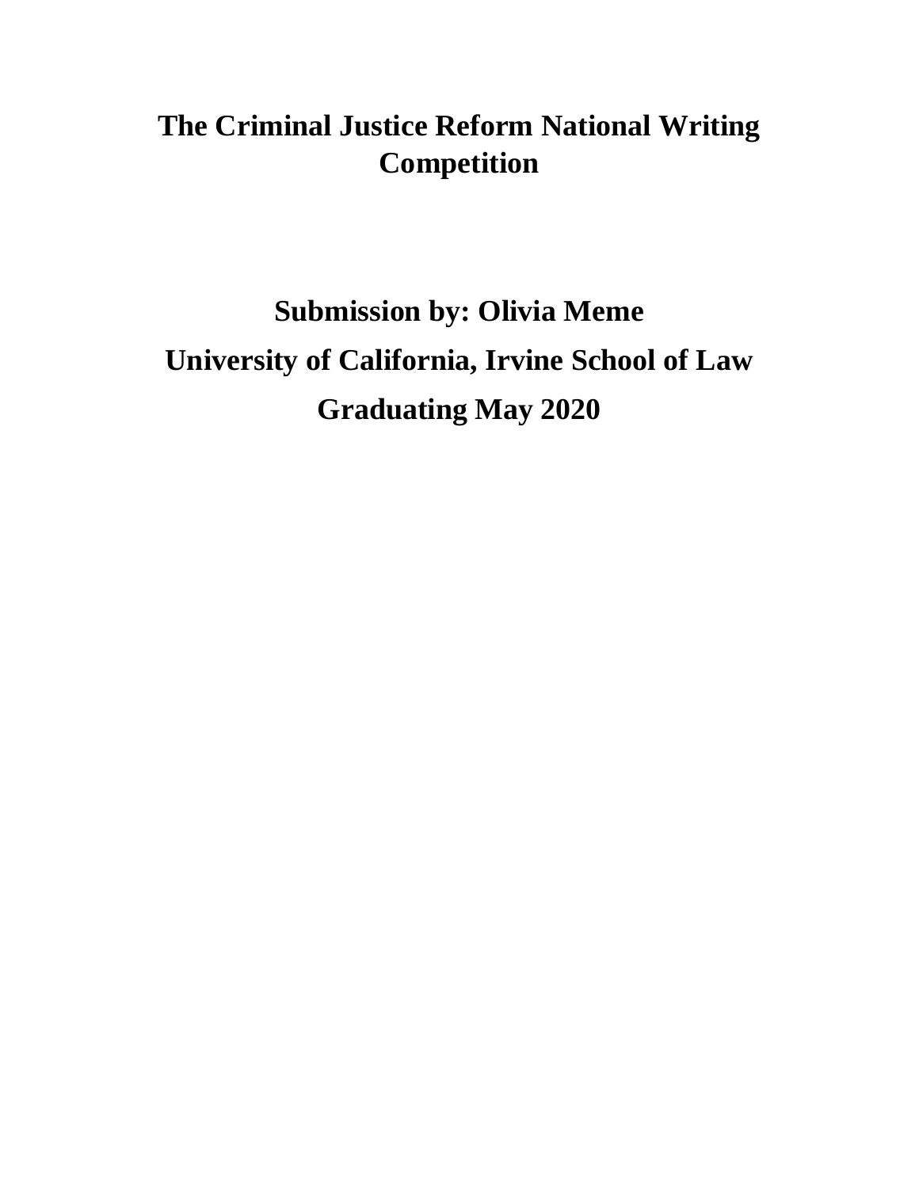# The Criminal Justice Reform National Writing Competition

## Submission by: Olivia Meme

## University of California, Irvine School of Law

## Graduating May 2020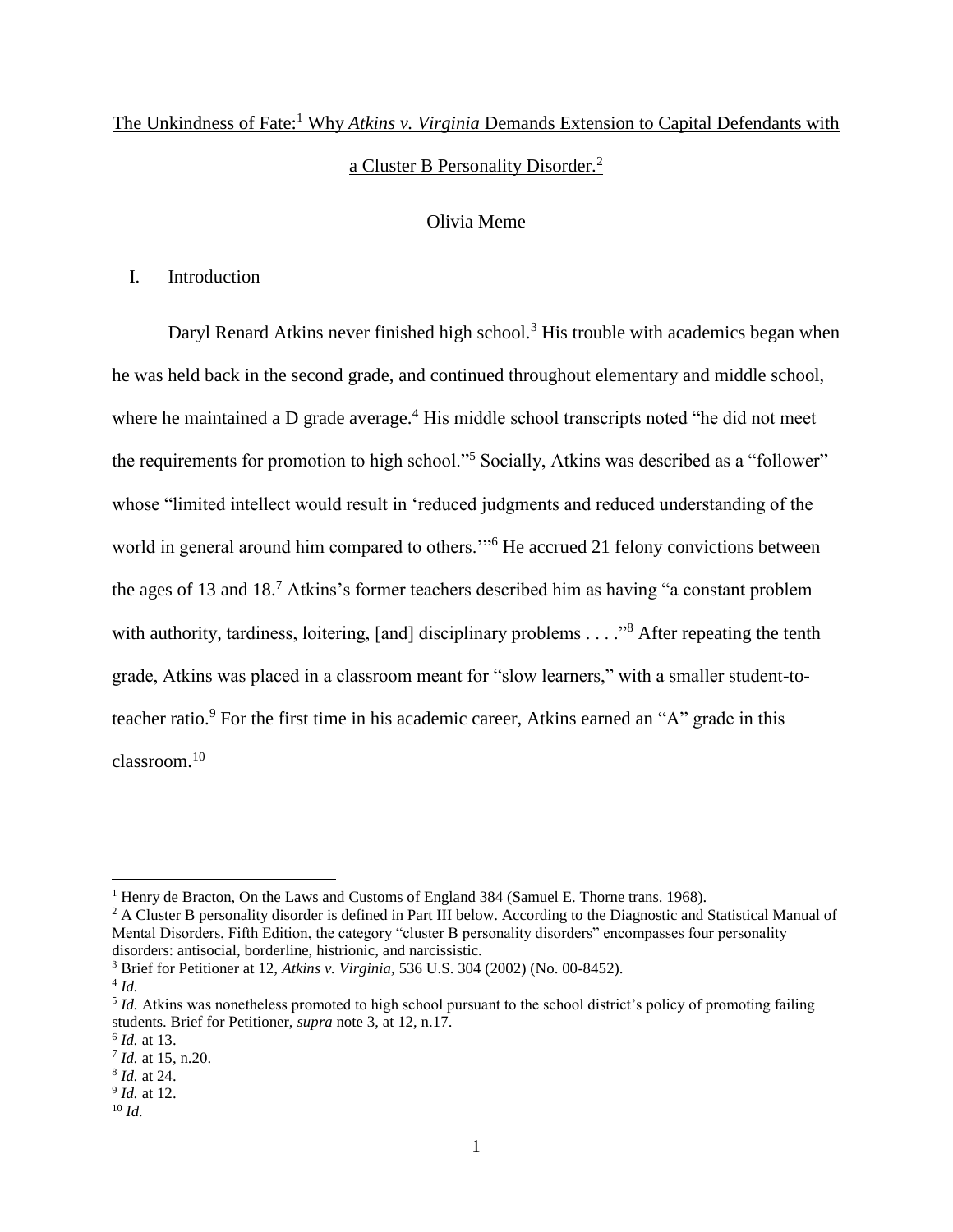The Unkindness of Fate:[1] Why *Atkins v. Virginia* Demands Extension to Capital Defendants with a Cluster B Personality Disorder.[2]

Olivia Meme

## I. Introduction

Daryl Renard Atkins never finished high school.[3] His trouble with academics began when he was held back in the second grade, and continued throughout elementary and middle school, where he maintained a D grade average.[4] His middle school transcripts noted "he did not meet the requirements for promotion to high school."[5] Socially, Atkins was described as a "follower" whose "limited intellect would result in 'reduced judgments and reduced understanding of the world in general around him compared to others.'"[6] He accrued 21 felony convictions between the ages of 13 and 18.[7] Atkins's former teachers described him as having "a constant problem with authority, tardiness, loitering, [and] disciplinary problems . . . ."[8] After repeating the tenth grade, Atkins was placed in a classroom meant for "slow learners," with a smaller student-to-teacher ratio.[9] For the first time in his academic career, Atkins earned an "A" grade in this classroom.[10]

---

[1] Henry de Bracton, On the Laws and Customs of England 384 (Samuel E. Thorne trans. 1968).

[2] A Cluster B personality disorder is defined in Part III below. According to the Diagnostic and Statistical Manual of Mental Disorders, Fifth Edition, the category "cluster B personality disorders" encompasses four personality disorders: antisocial, borderline, histrionic, and narcissistic.

[3] Brief for Petitioner at 12, *Atkins v. Virginia*, 536 U.S. 304 (2002) (No. 00-8452).

[4] *Id.*

[5] *Id.* Atkins was nonetheless promoted to high school pursuant to the school district's policy of promoting failing students. Brief for Petitioner, *supra* note 3, at 12, n.17.

[6] *Id.* at 13.

[7] *Id.* at 15, n.20.

[8] *Id.* at 24.

[9] *Id.* at 12.

[10] *Id.*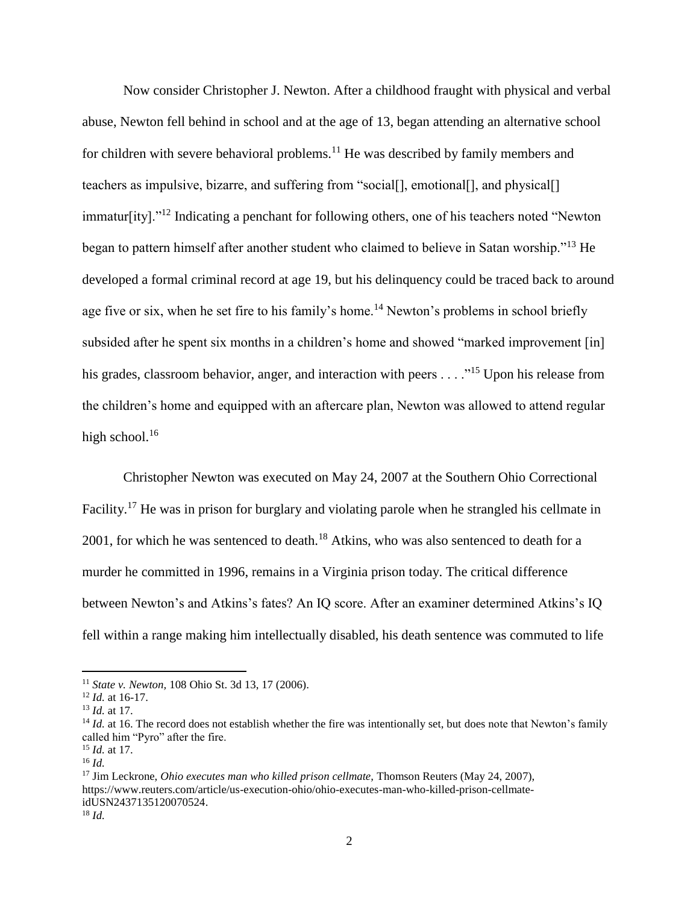Now consider Christopher J. Newton. After a childhood fraught with physical and verbal abuse, Newton fell behind in school and at the age of 13, began attending an alternative school for children with severe behavioral problems.[11] He was described by family members and teachers as impulsive, bizarre, and suffering from "social[], emotional[], and physical[] immatur[ity]."[12] Indicating a penchant for following others, one of his teachers noted "Newton began to pattern himself after another student who claimed to believe in Satan worship."[13] He developed a formal criminal record at age 19, but his delinquency could be traced back to around age five or six, when he set fire to his family's home.[14] Newton's problems in school briefly subsided after he spent six months in a children's home and showed "marked improvement [in] his grades, classroom behavior, anger, and interaction with peers . . . ."[15] Upon his release from the children's home and equipped with an aftercare plan, Newton was allowed to attend regular high school.[16]

Christopher Newton was executed on May 24, 2007 at the Southern Ohio Correctional Facility.[17] He was in prison for burglary and violating parole when he strangled his cellmate in 2001, for which he was sentenced to death.[18] Atkins, who was also sentenced to death for a murder he committed in 1996, remains in a Virginia prison today. The critical difference between Newton's and Atkins's fates? An IQ score. After an examiner determined Atkins's IQ fell within a range making him intellectually disabled, his death sentence was commuted to life

---

[11] *State v. Newton*, 108 Ohio St. 3d 13, 17 (2006).

[12] *Id.* at 16-17.

[13] *Id.* at 17.

[14] *Id.* at 16. The record does not establish whether the fire was intentionally set, but does note that Newton's family called him "Pyro" after the fire.

[15] *Id.* at 17.

[16] *Id.*

[17] Jim Leckrone, *Ohio executes man who killed prison cellmate*, Thomson Reuters (May 24, 2007), https://www.reuters.com/article/us-execution-ohio/ohio-executes-man-who-killed-prison-cellmate-idUSN2437135120070524.

[18] *Id.*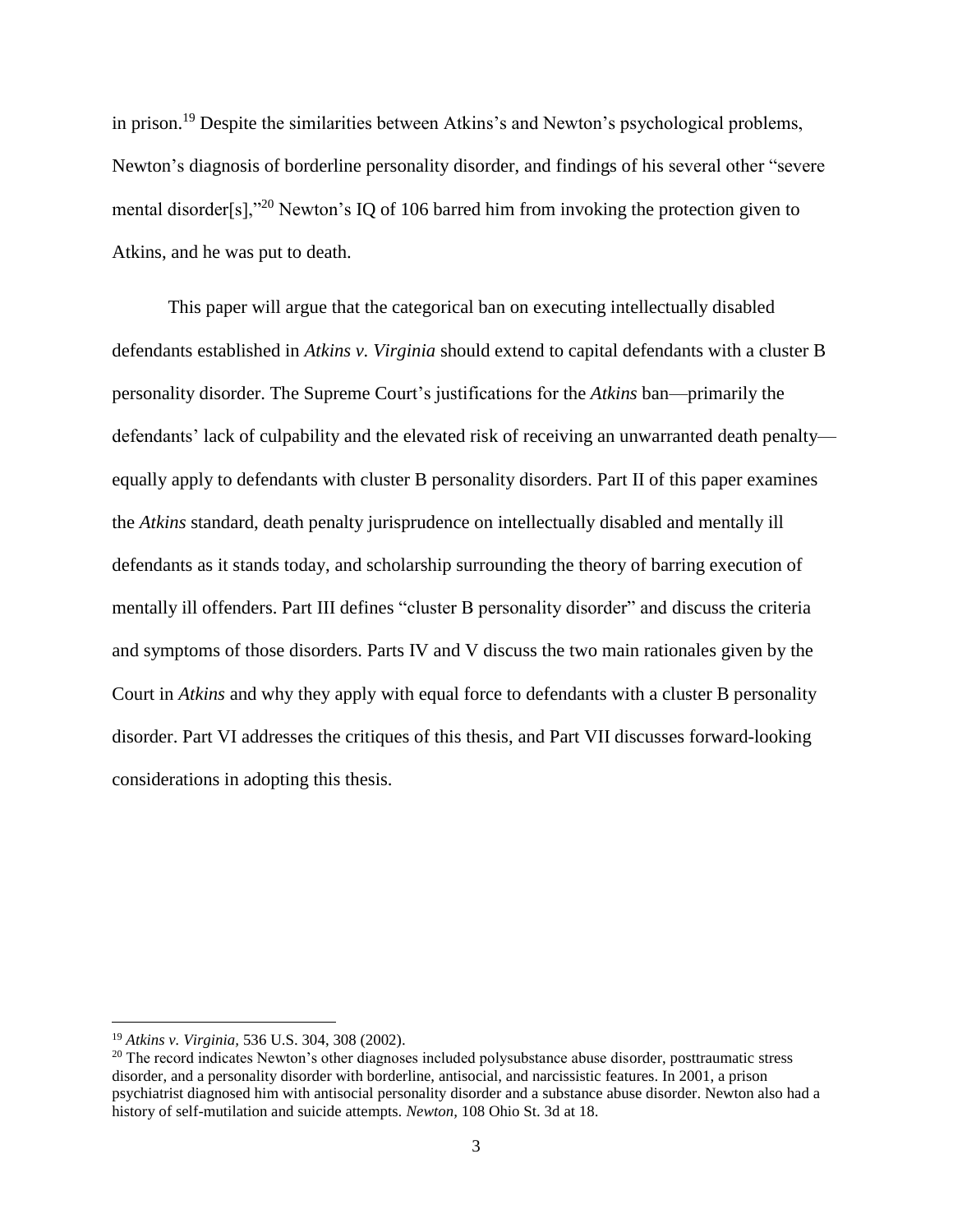in prison.[19] Despite the similarities between Atkins's and Newton's psychological problems, Newton's diagnosis of borderline personality disorder, and findings of his several other "severe mental disorder[s],"[20] Newton's IQ of 106 barred him from invoking the protection given to Atkins, and he was put to death.

This paper will argue that the categorical ban on executing intellectually disabled defendants established in *Atkins v. Virginia* should extend to capital defendants with a cluster B personality disorder. The Supreme Court's justifications for the *Atkins* ban—primarily the defendants' lack of culpability and the elevated risk of receiving an unwarranted death penalty—equally apply to defendants with cluster B personality disorders. Part II of this paper examines the *Atkins* standard, death penalty jurisprudence on intellectually disabled and mentally ill defendants as it stands today, and scholarship surrounding the theory of barring execution of mentally ill offenders. Part III defines "cluster B personality disorder" and discuss the criteria and symptoms of those disorders. Parts IV and V discuss the two main rationales given by the Court in *Atkins* and why they apply with equal force to defendants with a cluster B personality disorder. Part VI addresses the critiques of this thesis, and Part VII discusses forward-looking considerations in adopting this thesis.

---

[19] *Atkins v. Virginia,* 536 U.S. 304, 308 (2002).

[20] The record indicates Newton's other diagnoses included polysubstance abuse disorder, posttraumatic stress disorder, and a personality disorder with borderline, antisocial, and narcissistic features. In 2001, a prison psychiatrist diagnosed him with antisocial personality disorder and a substance abuse disorder. Newton also had a history of self-mutilation and suicide attempts. *Newton,* 108 Ohio St. 3d at 18.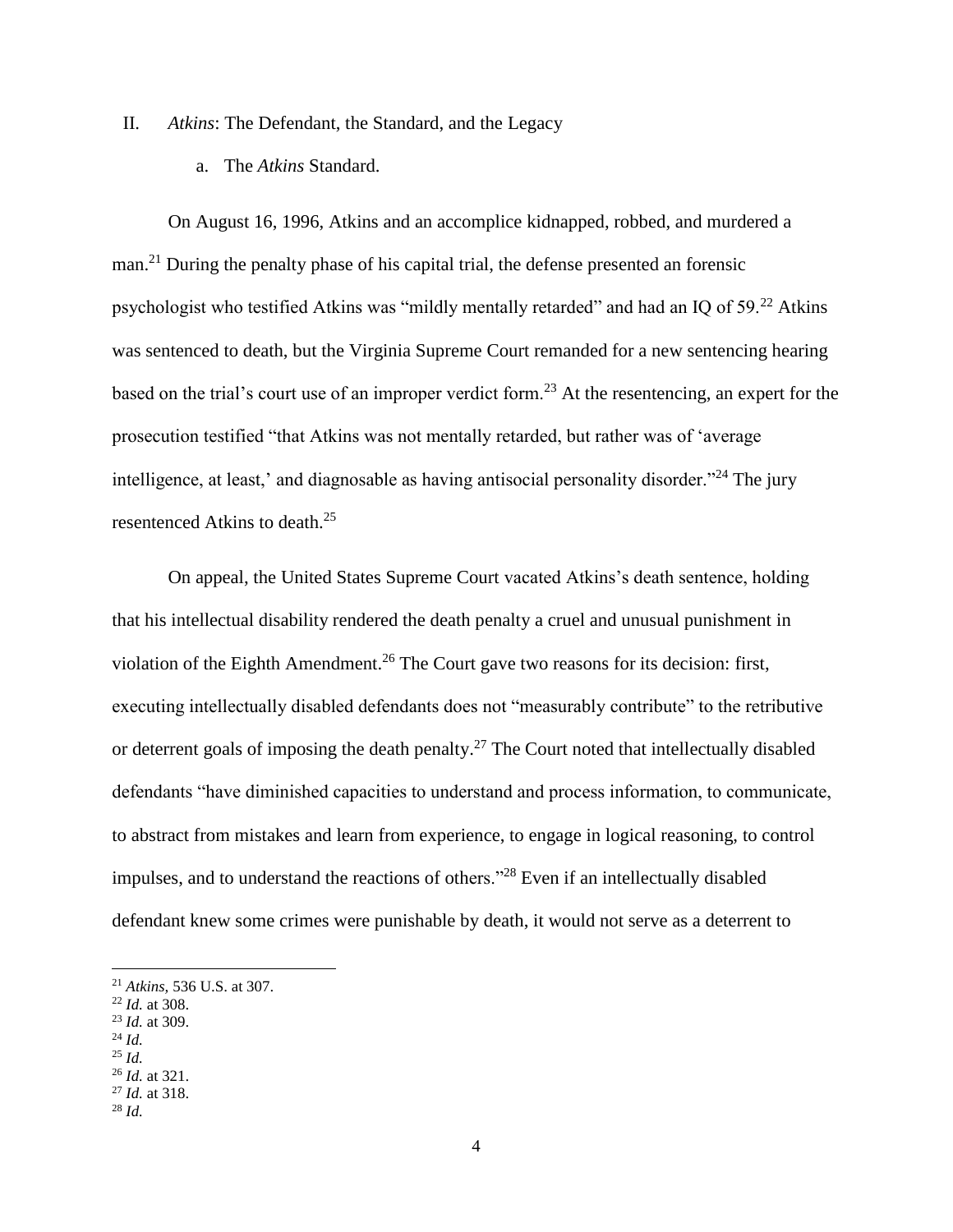## II. *Atkins*: The Defendant, the Standard, and the Legacy

### a. The *Atkins* Standard.

On August 16, 1996, Atkins and an accomplice kidnapped, robbed, and murdered a man.[21] During the penalty phase of his capital trial, the defense presented an forensic psychologist who testified Atkins was "mildly mentally retarded" and had an IQ of 59.[22] Atkins was sentenced to death, but the Virginia Supreme Court remanded for a new sentencing hearing based on the trial's court use of an improper verdict form.[23] At the resentencing, an expert for the prosecution testified "that Atkins was not mentally retarded, but rather was of 'average intelligence, at least,' and diagnosable as having antisocial personality disorder."[24] The jury resentenced Atkins to death.[25]

On appeal, the United States Supreme Court vacated Atkins's death sentence, holding that his intellectual disability rendered the death penalty a cruel and unusual punishment in violation of the Eighth Amendment.[26] The Court gave two reasons for its decision: first, executing intellectually disabled defendants does not "measurably contribute" to the retributive or deterrent goals of imposing the death penalty.[27] The Court noted that intellectually disabled defendants "have diminished capacities to understand and process information, to communicate, to abstract from mistakes and learn from experience, to engage in logical reasoning, to control impulses, and to understand the reactions of others."[28] Even if an intellectually disabled defendant knew some crimes were punishable by death, it would not serve as a deterrent to

---

[21] *Atkins,* 536 U.S. at 307.
[22] *Id.* at 308.
[23] *Id.* at 309.
[24] *Id.*
[25] *Id.*
[26] *Id.* at 321.
[27] *Id.* at 318.
[28] *Id.*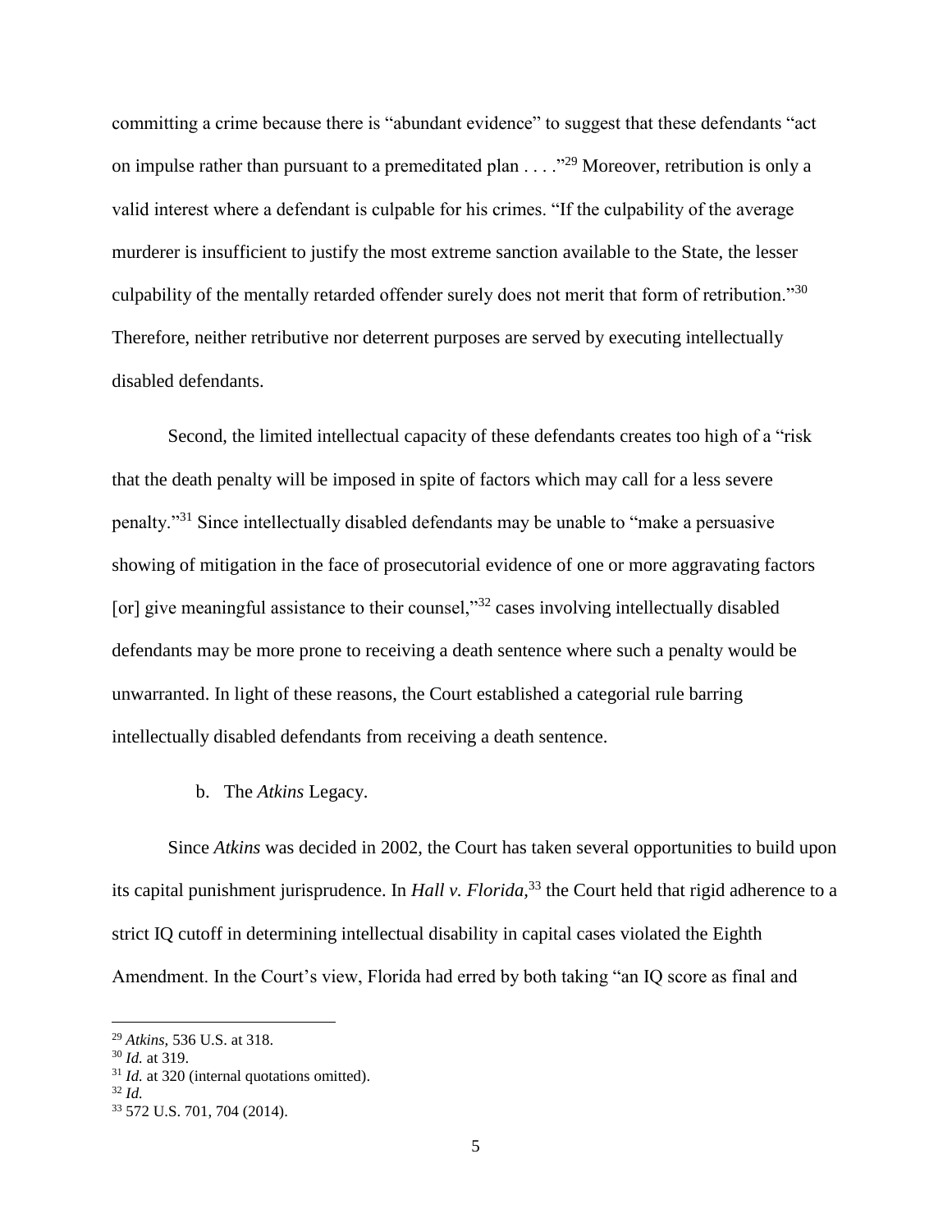committing a crime because there is "abundant evidence" to suggest that these defendants "act on impulse rather than pursuant to a premeditated plan . . . ."[29] Moreover, retribution is only a valid interest where a defendant is culpable for his crimes. "If the culpability of the average murderer is insufficient to justify the most extreme sanction available to the State, the lesser culpability of the mentally retarded offender surely does not merit that form of retribution."[30] Therefore, neither retributive nor deterrent purposes are served by executing intellectually disabled defendants.

Second, the limited intellectual capacity of these defendants creates too high of a "risk that the death penalty will be imposed in spite of factors which may call for a less severe penalty."[31] Since intellectually disabled defendants may be unable to "make a persuasive showing of mitigation in the face of prosecutorial evidence of one or more aggravating factors [or] give meaningful assistance to their counsel,"[32] cases involving intellectually disabled defendants may be more prone to receiving a death sentence where such a penalty would be unwarranted. In light of these reasons, the Court established a categorial rule barring intellectually disabled defendants from receiving a death sentence.

### b. The *Atkins* Legacy.

Since *Atkins* was decided in 2002, the Court has taken several opportunities to build upon its capital punishment jurisprudence. In *Hall v. Florida*,[33] the Court held that rigid adherence to a strict IQ cutoff in determining intellectual disability in capital cases violated the Eighth Amendment. In the Court's view, Florida had erred by both taking "an IQ score as final and

---

[29] *Atkins*, 536 U.S. at 318.

[30] *Id.* at 319.

[31] *Id.* at 320 (internal quotations omitted).

[32] *Id.*

[33] 572 U.S. 701, 704 (2014).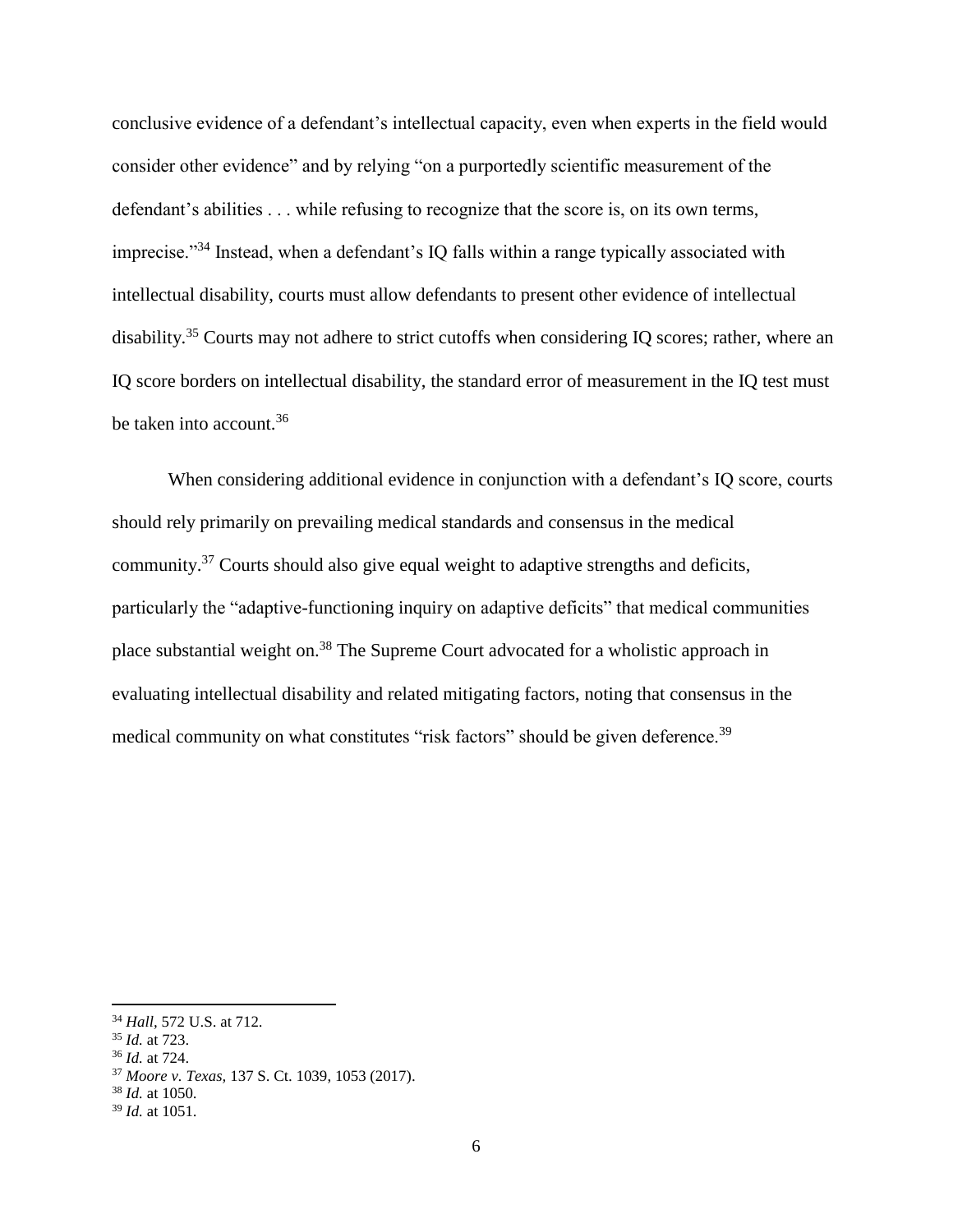conclusive evidence of a defendant's intellectual capacity, even when experts in the field would consider other evidence" and by relying "on a purportedly scientific measurement of the defendant's abilities . . . while refusing to recognize that the score is, on its own terms, imprecise."[34] Instead, when a defendant's IQ falls within a range typically associated with intellectual disability, courts must allow defendants to present other evidence of intellectual disability.[35] Courts may not adhere to strict cutoffs when considering IQ scores; rather, where an IQ score borders on intellectual disability, the standard error of measurement in the IQ test must be taken into account.[36]

When considering additional evidence in conjunction with a defendant's IQ score, courts should rely primarily on prevailing medical standards and consensus in the medical community.[37] Courts should also give equal weight to adaptive strengths and deficits, particularly the "adaptive-functioning inquiry on adaptive deficits" that medical communities place substantial weight on.[38] The Supreme Court advocated for a wholistic approach in evaluating intellectual disability and related mitigating factors, noting that consensus in the medical community on what constitutes "risk factors" should be given deference.[39]

---

[34] *Hall*, 572 U.S. at 712.
[35] *Id.* at 723.
[36] *Id.* at 724.
[37] *Moore v. Texas*, 137 S. Ct. 1039, 1053 (2017).
[38] *Id.* at 1050.
[39] *Id.* at 1051.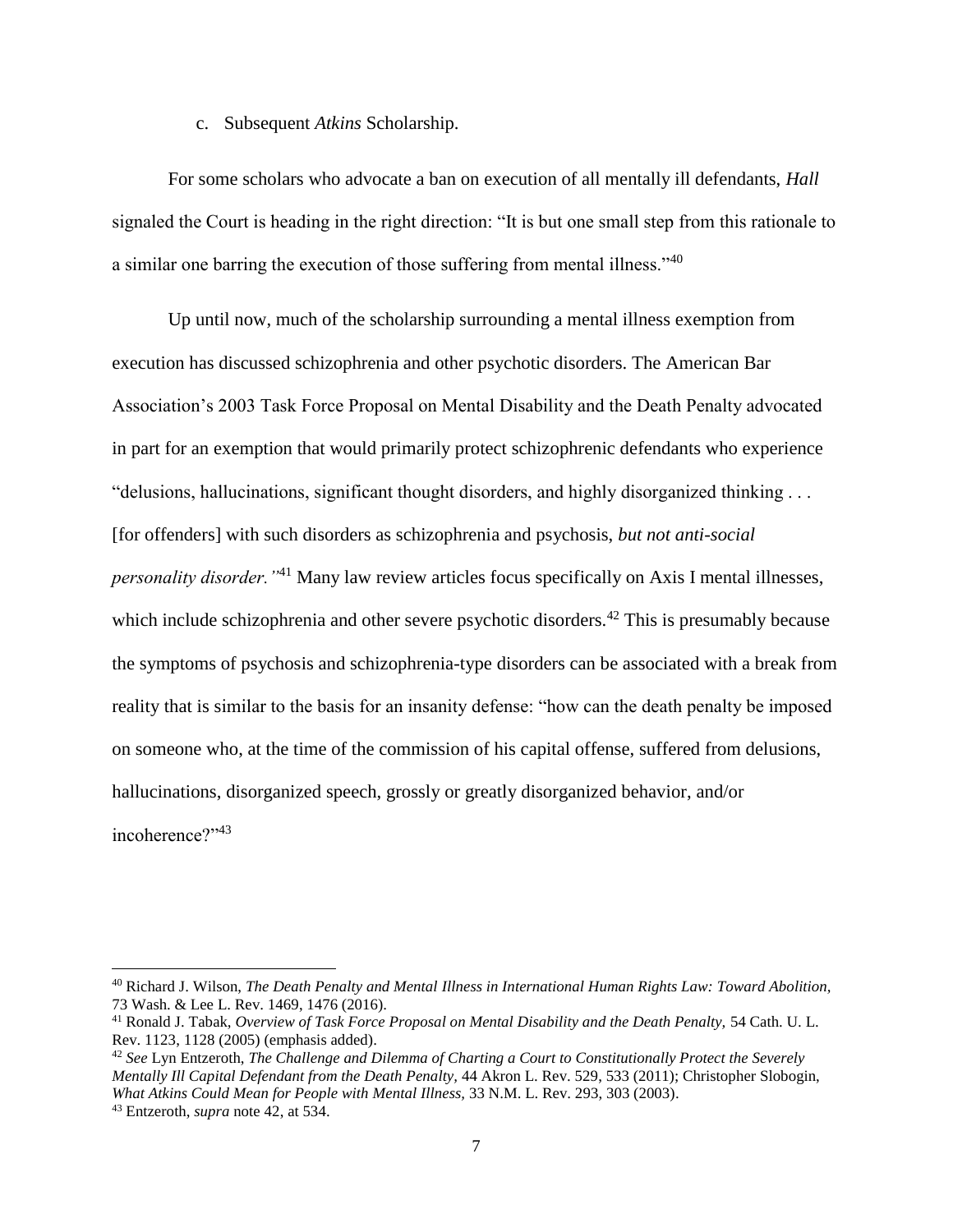c. Subsequent *Atkins* Scholarship.

For some scholars who advocate a ban on execution of all mentally ill defendants, *Hall* signaled the Court is heading in the right direction: "It is but one small step from this rationale to a similar one barring the execution of those suffering from mental illness."[40]

Up until now, much of the scholarship surrounding a mental illness exemption from execution has discussed schizophrenia and other psychotic disorders. The American Bar Association's 2003 Task Force Proposal on Mental Disability and the Death Penalty advocated in part for an exemption that would primarily protect schizophrenic defendants who experience "delusions, hallucinations, significant thought disorders, and highly disorganized thinking . . . [for offenders] with such disorders as schizophrenia and psychosis, *but not anti-social personality disorder.*"[41] Many law review articles focus specifically on Axis I mental illnesses, which include schizophrenia and other severe psychotic disorders.[42] This is presumably because the symptoms of psychosis and schizophrenia-type disorders can be associated with a break from reality that is similar to the basis for an insanity defense: "how can the death penalty be imposed on someone who, at the time of the commission of his capital offense, suffered from delusions, hallucinations, disorganized speech, grossly or greatly disorganized behavior, and/or incoherence?"[43]

---

[40] Richard J. Wilson, *The Death Penalty and Mental Illness in International Human Rights Law: Toward Abolition*, 73 Wash. & Lee L. Rev. 1469, 1476 (2016).

[41] Ronald J. Tabak, *Overview of Task Force Proposal on Mental Disability and the Death Penalty*, 54 Cath. U. L. Rev. 1123, 1128 (2005) (emphasis added).

[42] *See* Lyn Entzeroth, *The Challenge and Dilemma of Charting a Court to Constitutionally Protect the Severely Mentally Ill Capital Defendant from the Death Penalty*, 44 Akron L. Rev. 529, 533 (2011); Christopher Slobogin, *What Atkins Could Mean for People with Mental Illness*, 33 N.M. L. Rev. 293, 303 (2003).

[43] Entzeroth, *supra* note 42, at 534.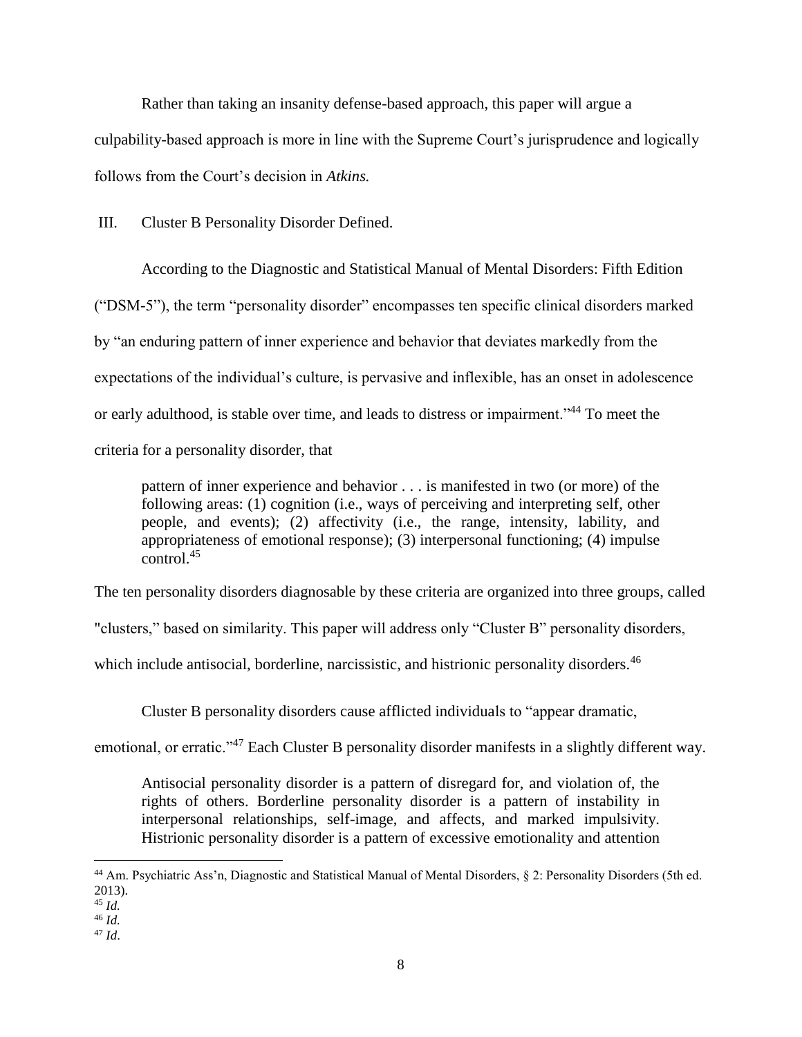Rather than taking an insanity defense-based approach, this paper will argue a culpability-based approach is more in line with the Supreme Court's jurisprudence and logically follows from the Court's decision in *Atkins.*

## III. Cluster B Personality Disorder Defined.

According to the Diagnostic and Statistical Manual of Mental Disorders: Fifth Edition ("DSM-5"), the term "personality disorder" encompasses ten specific clinical disorders marked by "an enduring pattern of inner experience and behavior that deviates markedly from the expectations of the individual's culture, is pervasive and inflexible, has an onset in adolescence or early adulthood, is stable over time, and leads to distress or impairment."[44] To meet the criteria for a personality disorder, that

> pattern of inner experience and behavior . . . is manifested in two (or more) of the following areas: (1) cognition (i.e., ways of perceiving and interpreting self, other people, and events); (2) affectivity (i.e., the range, intensity, lability, and appropriateness of emotional response); (3) interpersonal functioning; (4) impulse control.[45]

The ten personality disorders diagnosable by these criteria are organized into three groups, called "clusters," based on similarity. This paper will address only "Cluster B" personality disorders, which include antisocial, borderline, narcissistic, and histrionic personality disorders.[46]

Cluster B personality disorders cause afflicted individuals to "appear dramatic, emotional, or erratic."[47] Each Cluster B personality disorder manifests in a slightly different way.

> Antisocial personality disorder is a pattern of disregard for, and violation of, the rights of others. Borderline personality disorder is a pattern of instability in interpersonal relationships, self-image, and affects, and marked impulsivity. Histrionic personality disorder is a pattern of excessive emotionality and attention

---

[44] Am. Psychiatric Ass'n, Diagnostic and Statistical Manual of Mental Disorders, § 2: Personality Disorders (5th ed. 2013).
[45] *Id.*
[46] *Id.*
[47] *Id*.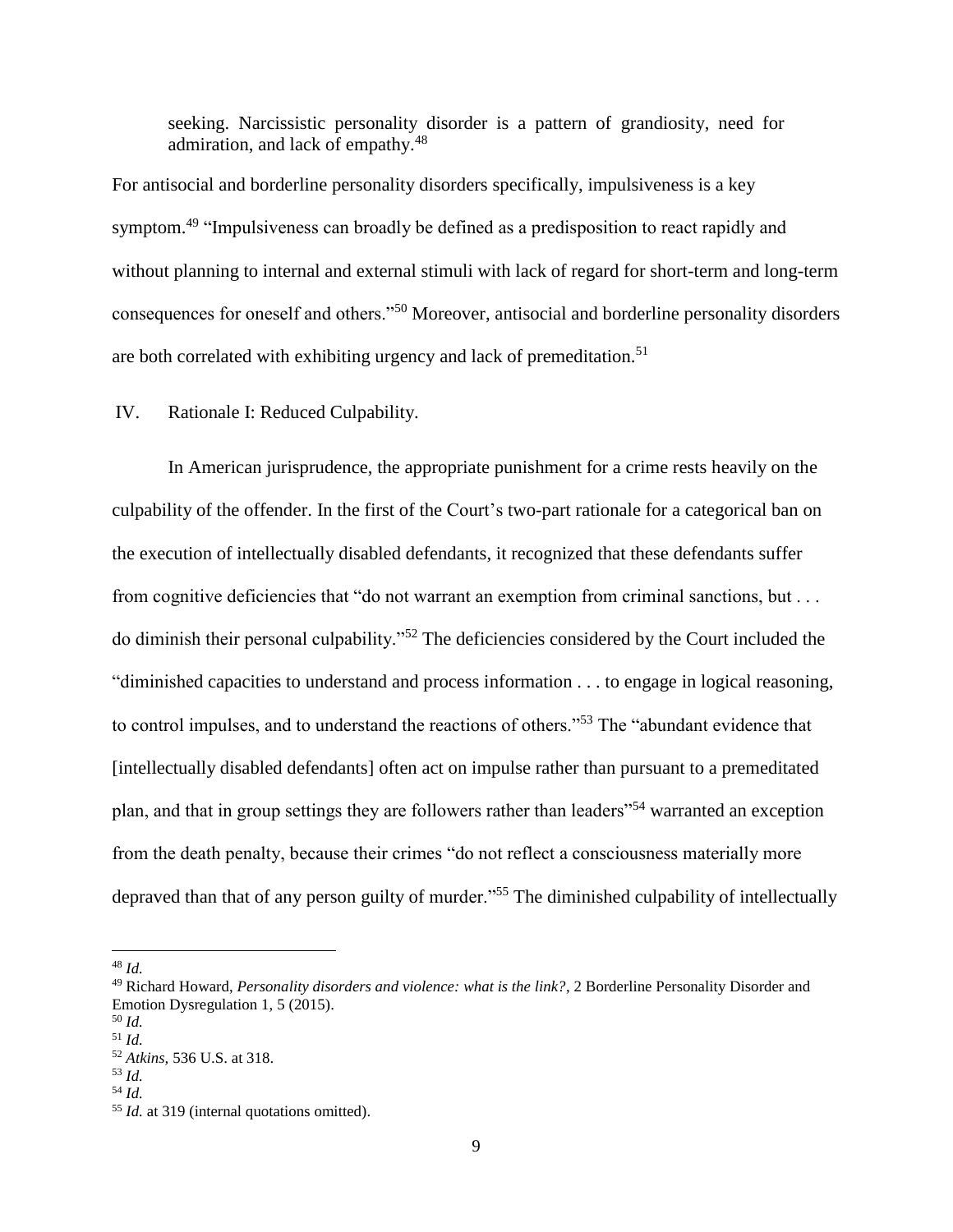seeking. Narcissistic personality disorder is a pattern of grandiosity, need for admiration, and lack of empathy.[48]

For antisocial and borderline personality disorders specifically, impulsiveness is a key symptom.[49] "Impulsiveness can broadly be defined as a predisposition to react rapidly and without planning to internal and external stimuli with lack of regard for short-term and long-term consequences for oneself and others."[50] Moreover, antisocial and borderline personality disorders are both correlated with exhibiting urgency and lack of premeditation.[51]

## IV. Rationale I: Reduced Culpability.

In American jurisprudence, the appropriate punishment for a crime rests heavily on the culpability of the offender. In the first of the Court's two-part rationale for a categorical ban on the execution of intellectually disabled defendants, it recognized that these defendants suffer from cognitive deficiencies that "do not warrant an exemption from criminal sanctions, but . . . do diminish their personal culpability."[52] The deficiencies considered by the Court included the "diminished capacities to understand and process information . . . to engage in logical reasoning, to control impulses, and to understand the reactions of others."[53] The "abundant evidence that [intellectually disabled defendants] often act on impulse rather than pursuant to a premeditated plan, and that in group settings they are followers rather than leaders"[54] warranted an exception from the death penalty, because their crimes "do not reflect a consciousness materially more depraved than that of any person guilty of murder."[55] The diminished culpability of intellectually

---

[48] *Id.*

[49] Richard Howard, *Personality disorders and violence: what is the link?*, 2 Borderline Personality Disorder and Emotion Dysregulation 1, 5 (2015).

[50] *Id.*

[51] *Id.*

[52] *Atkins*, 536 U.S. at 318.

[53] *Id.*

[54] *Id.*

[55] *Id.* at 319 (internal quotations omitted).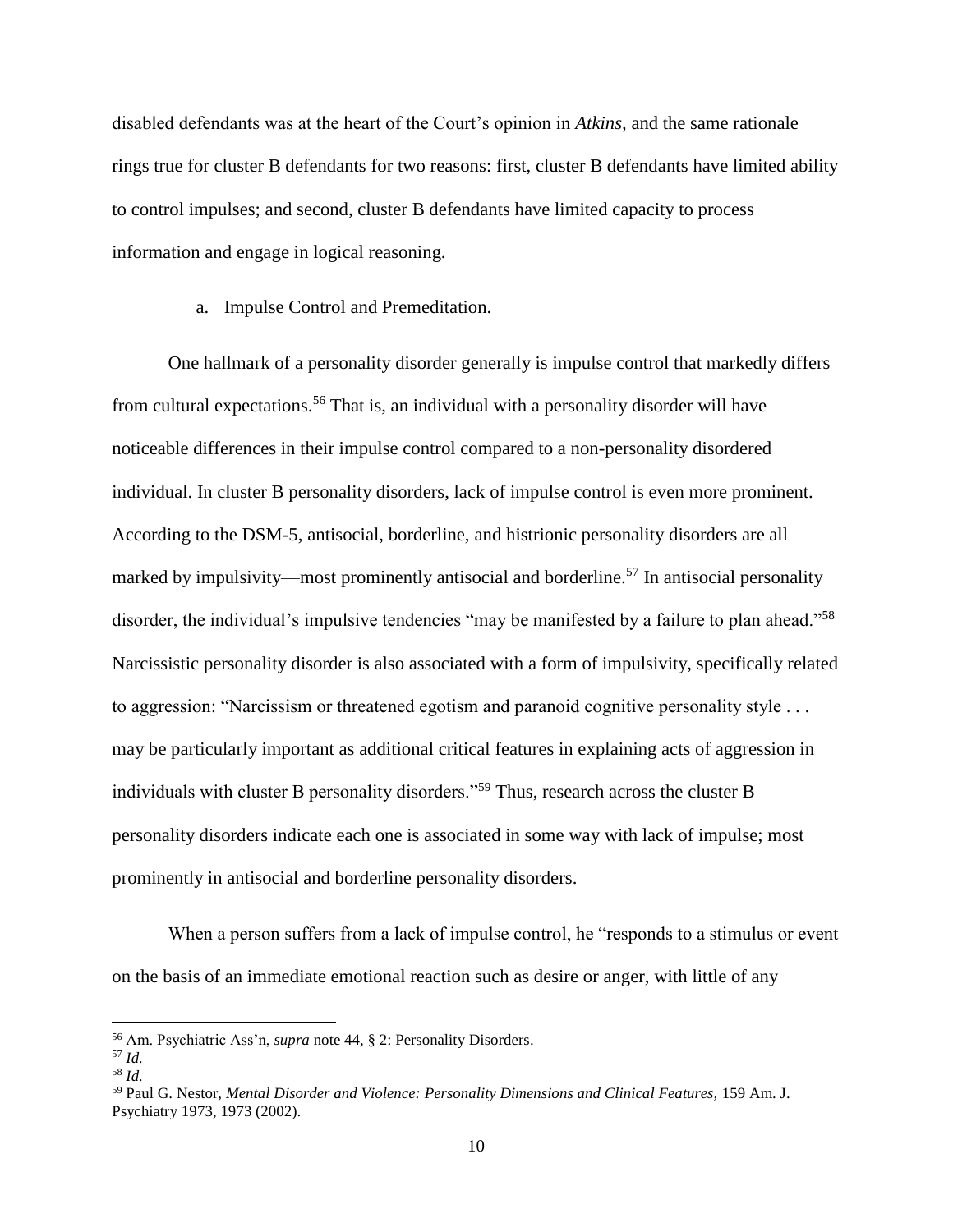disabled defendants was at the heart of the Court's opinion in *Atkins,* and the same rationale rings true for cluster B defendants for two reasons: first, cluster B defendants have limited ability to control impulses; and second, cluster B defendants have limited capacity to process information and engage in logical reasoning.

a. Impulse Control and Premeditation.

One hallmark of a personality disorder generally is impulse control that markedly differs from cultural expectations.[56] That is, an individual with a personality disorder will have noticeable differences in their impulse control compared to a non-personality disordered individual. In cluster B personality disorders, lack of impulse control is even more prominent. According to the DSM-5, antisocial, borderline, and histrionic personality disorders are all marked by impulsivity—most prominently antisocial and borderline.[57] In antisocial personality disorder, the individual's impulsive tendencies "may be manifested by a failure to plan ahead."[58] Narcissistic personality disorder is also associated with a form of impulsivity, specifically related to aggression: "Narcissism or threatened egotism and paranoid cognitive personality style . . . may be particularly important as additional critical features in explaining acts of aggression in individuals with cluster B personality disorders."[59] Thus, research across the cluster B personality disorders indicate each one is associated in some way with lack of impulse; most prominently in antisocial and borderline personality disorders.

When a person suffers from a lack of impulse control, he "responds to a stimulus or event on the basis of an immediate emotional reaction such as desire or anger, with little of any

---

[56] Am. Psychiatric Ass'n, *supra* note 44, § 2: Personality Disorders.

[57] *Id.*

[58] *Id.*

[59] Paul G. Nestor, *Mental Disorder and Violence: Personality Dimensions and Clinical Features,* 159 Am. J. Psychiatry 1973, 1973 (2002).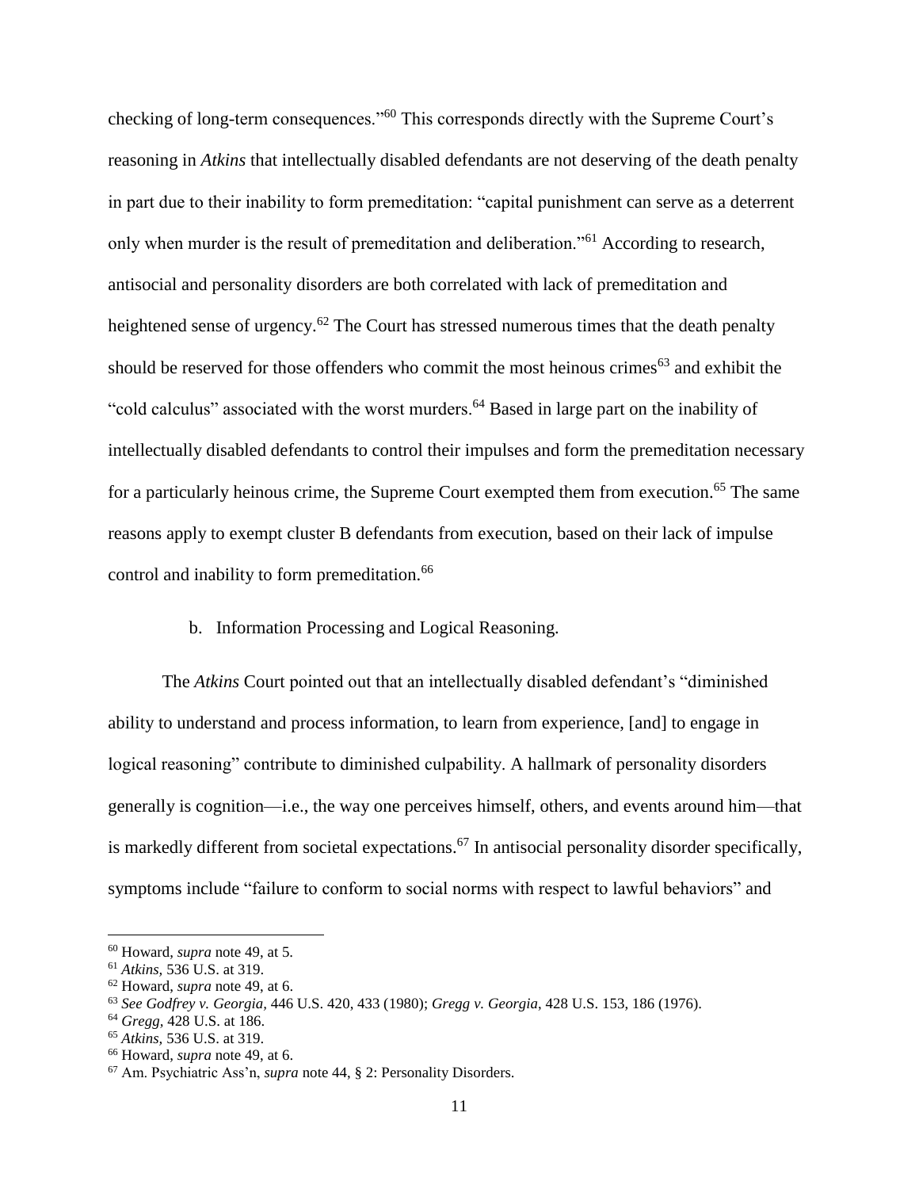checking of long-term consequences."[60] This corresponds directly with the Supreme Court's reasoning in *Atkins* that intellectually disabled defendants are not deserving of the death penalty in part due to their inability to form premeditation: "capital punishment can serve as a deterrent only when murder is the result of premeditation and deliberation."[61] According to research, antisocial and personality disorders are both correlated with lack of premeditation and heightened sense of urgency.[62] The Court has stressed numerous times that the death penalty should be reserved for those offenders who commit the most heinous crimes[63] and exhibit the "cold calculus" associated with the worst murders.[64] Based in large part on the inability of intellectually disabled defendants to control their impulses and form the premeditation necessary for a particularly heinous crime, the Supreme Court exempted them from execution.[65] The same reasons apply to exempt cluster B defendants from execution, based on their lack of impulse control and inability to form premeditation.[66]

b. Information Processing and Logical Reasoning.

The *Atkins* Court pointed out that an intellectually disabled defendant's "diminished ability to understand and process information, to learn from experience, [and] to engage in logical reasoning" contribute to diminished culpability. A hallmark of personality disorders generally is cognition—i.e., the way one perceives himself, others, and events around him—that is markedly different from societal expectations.[67] In antisocial personality disorder specifically, symptoms include "failure to conform to social norms with respect to lawful behaviors" and

---

[60] Howard, *supra* note 49, at 5.

[61] *Atkins*, 536 U.S. at 319.

[62] Howard, *supra* note 49, at 6.

[63] *See Godfrey v. Georgia*, 446 U.S. 420, 433 (1980); *Gregg v. Georgia*, 428 U.S. 153, 186 (1976).

[64] *Gregg*, 428 U.S. at 186.

[65] *Atkins*, 536 U.S. at 319.

[66] Howard, *supra* note 49, at 6.

[67] Am. Psychiatric Ass'n, *supra* note 44, § 2: Personality Disorders.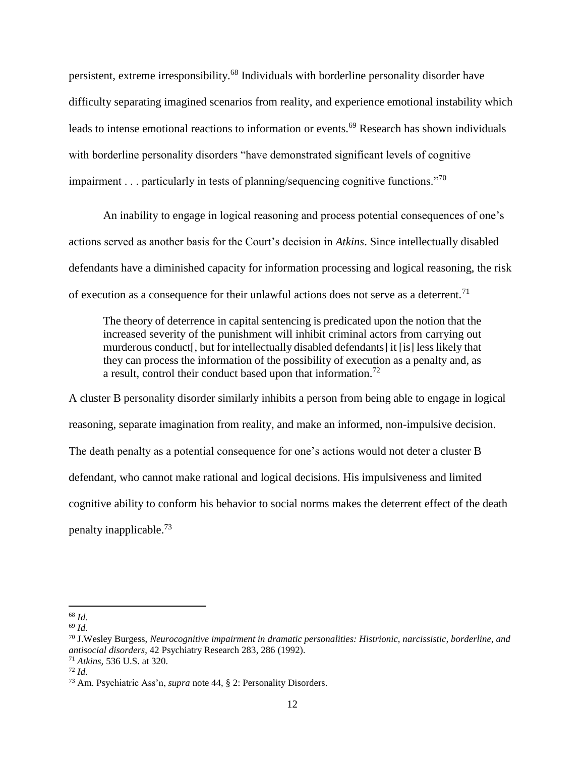persistent, extreme irresponsibility.[68] Individuals with borderline personality disorder have difficulty separating imagined scenarios from reality, and experience emotional instability which leads to intense emotional reactions to information or events.[69] Research has shown individuals with borderline personality disorders "have demonstrated significant levels of cognitive impairment . . . particularly in tests of planning/sequencing cognitive functions."[70]

An inability to engage in logical reasoning and process potential consequences of one's actions served as another basis for the Court's decision in *Atkins*. Since intellectually disabled defendants have a diminished capacity for information processing and logical reasoning, the risk of execution as a consequence for their unlawful actions does not serve as a deterrent.[71]

> The theory of deterrence in capital sentencing is predicated upon the notion that the increased severity of the punishment will inhibit criminal actors from carrying out murderous conduct[, but for intellectually disabled defendants] it [is] less likely that they can process the information of the possibility of execution as a penalty and, as a result, control their conduct based upon that information.[72]

A cluster B personality disorder similarly inhibits a person from being able to engage in logical reasoning, separate imagination from reality, and make an informed, non-impulsive decision. The death penalty as a potential consequence for one's actions would not deter a cluster B defendant, who cannot make rational and logical decisions. His impulsiveness and limited cognitive ability to conform his behavior to social norms makes the deterrent effect of the death penalty inapplicable.[73]

---

[68] *Id.*

[69] *Id.*

[70] J.Wesley Burgess, *Neurocognitive impairment in dramatic personalities: Histrionic, narcissistic, borderline, and antisocial disorders*, 42 Psychiatry Research 283, 286 (1992).

[71] *Atkins*, 536 U.S. at 320.

[72] *Id.*

[73] Am. Psychiatric Ass'n, *supra* note 44, § 2: Personality Disorders.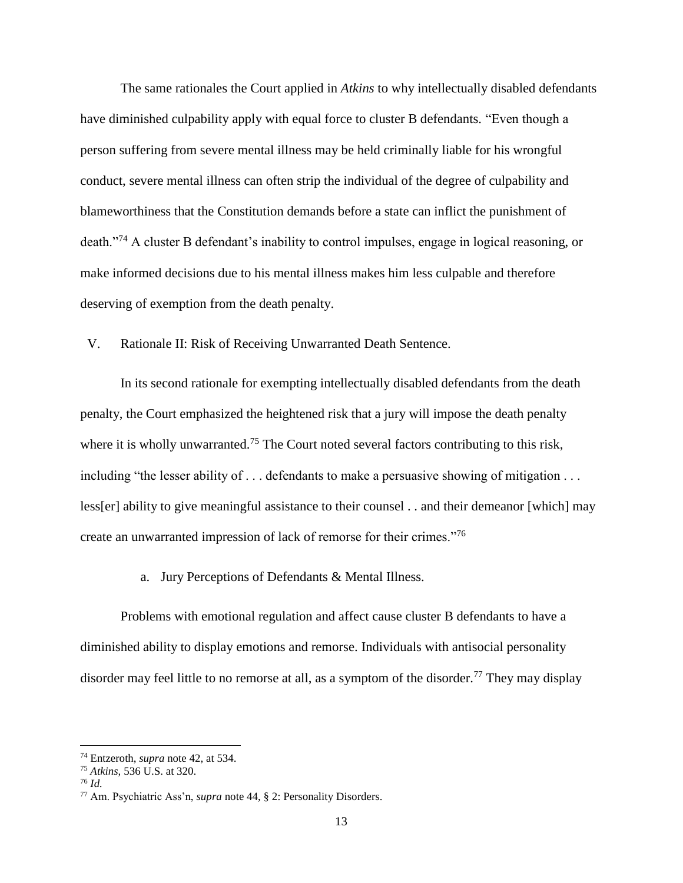The same rationales the Court applied in *Atkins* to why intellectually disabled defendants have diminished culpability apply with equal force to cluster B defendants. "Even though a person suffering from severe mental illness may be held criminally liable for his wrongful conduct, severe mental illness can often strip the individual of the degree of culpability and blameworthiness that the Constitution demands before a state can inflict the punishment of death."[74] A cluster B defendant's inability to control impulses, engage in logical reasoning, or make informed decisions due to his mental illness makes him less culpable and therefore deserving of exemption from the death penalty.

## V. Rationale II: Risk of Receiving Unwarranted Death Sentence.

In its second rationale for exempting intellectually disabled defendants from the death penalty, the Court emphasized the heightened risk that a jury will impose the death penalty where it is wholly unwarranted.[75] The Court noted several factors contributing to this risk, including "the lesser ability of . . . defendants to make a persuasive showing of mitigation . . . less[er] ability to give meaningful assistance to their counsel . . and their demeanor [which] may create an unwarranted impression of lack of remorse for their crimes."[76]

### a. Jury Perceptions of Defendants & Mental Illness.

Problems with emotional regulation and affect cause cluster B defendants to have a diminished ability to display emotions and remorse. Individuals with antisocial personality disorder may feel little to no remorse at all, as a symptom of the disorder.[77] They may display

---

[74] Entzeroth, *supra* note 42, at 534.

[75] *Atkins*, 536 U.S. at 320.

[76] *Id.*

[77] Am. Psychiatric Ass'n, *supra* note 44, § 2: Personality Disorders.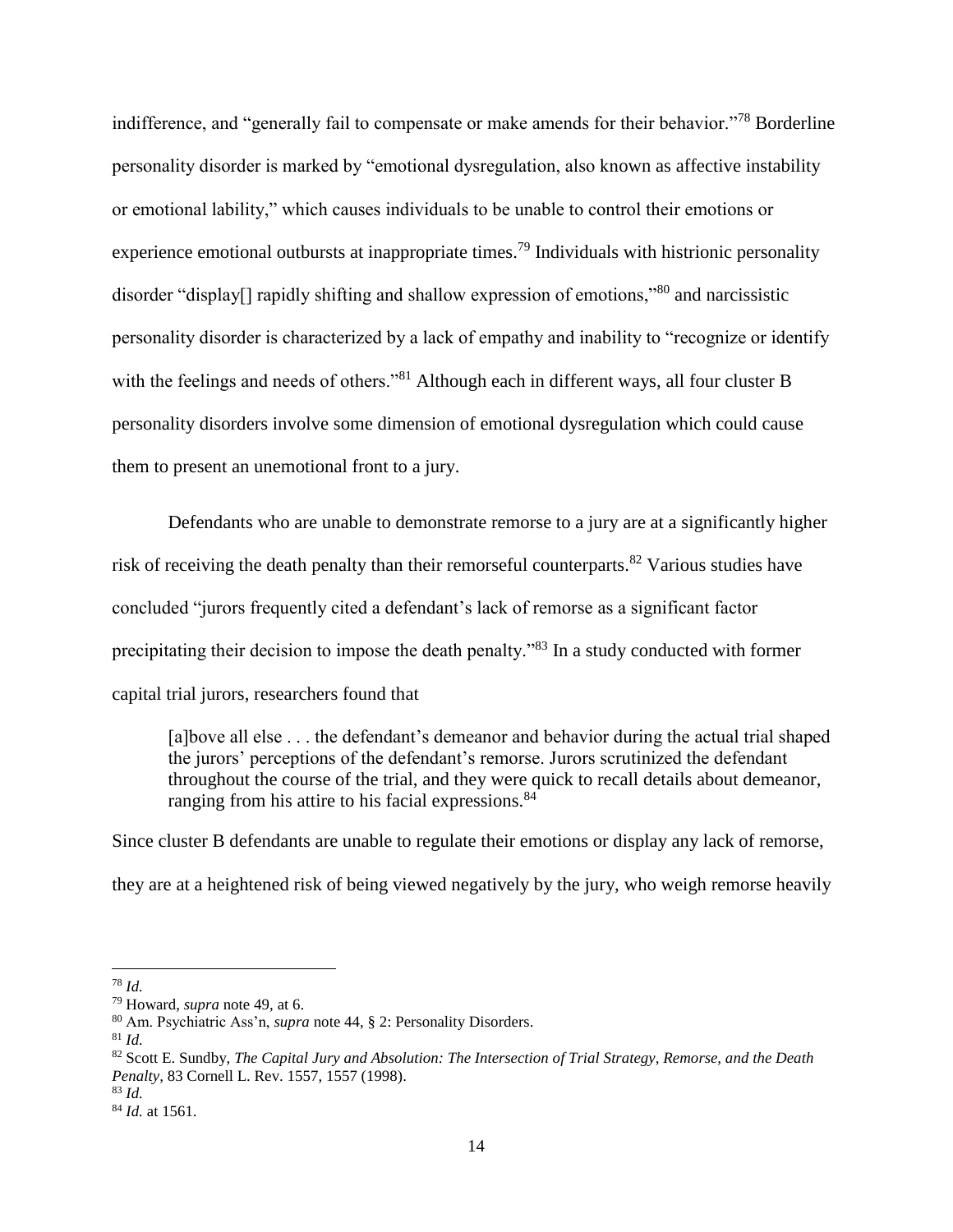indifference, and "generally fail to compensate or make amends for their behavior."[78] Borderline personality disorder is marked by "emotional dysregulation, also known as affective instability or emotional lability," which causes individuals to be unable to control their emotions or experience emotional outbursts at inappropriate times.[79] Individuals with histrionic personality disorder "display[] rapidly shifting and shallow expression of emotions,"[80] and narcissistic personality disorder is characterized by a lack of empathy and inability to "recognize or identify with the feelings and needs of others."[81] Although each in different ways, all four cluster B personality disorders involve some dimension of emotional dysregulation which could cause them to present an unemotional front to a jury.

Defendants who are unable to demonstrate remorse to a jury are at a significantly higher risk of receiving the death penalty than their remorseful counterparts.[82] Various studies have concluded "jurors frequently cited a defendant's lack of remorse as a significant factor precipitating their decision to impose the death penalty."[83] In a study conducted with former capital trial jurors, researchers found that

> [a]bove all else . . . the defendant's demeanor and behavior during the actual trial shaped the jurors' perceptions of the defendant's remorse. Jurors scrutinized the defendant throughout the course of the trial, and they were quick to recall details about demeanor, ranging from his attire to his facial expressions.[84]

Since cluster B defendants are unable to regulate their emotions or display any lack of remorse, they are at a heightened risk of being viewed negatively by the jury, who weigh remorse heavily

---

[78] *Id.*

[79] Howard, *supra* note 49, at 6.

[80] Am. Psychiatric Ass'n, *supra* note 44, § 2: Personality Disorders.

[81] *Id.*

[82] Scott E. Sundby, *The Capital Jury and Absolution: The Intersection of Trial Strategy, Remorse, and the Death Penalty*, 83 Cornell L. Rev. 1557, 1557 (1998).

[83] *Id.*

[84] *Id.* at 1561.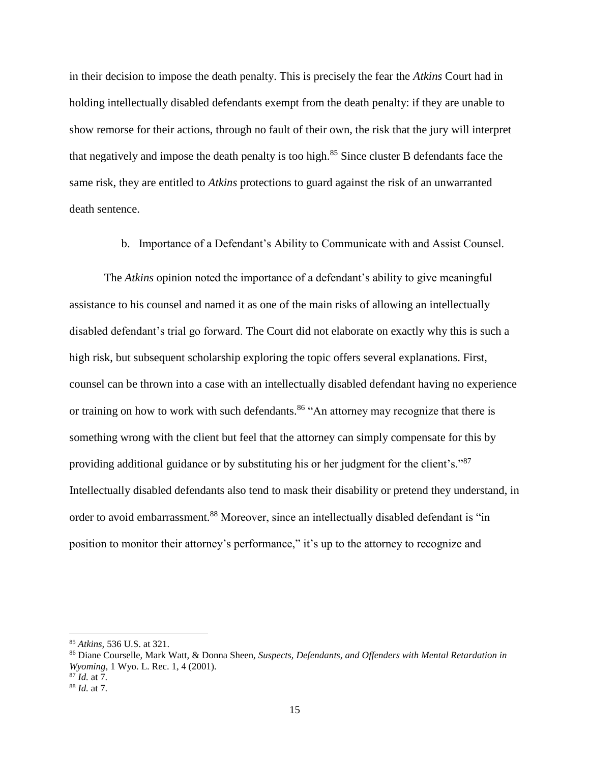in their decision to impose the death penalty. This is precisely the fear the *Atkins* Court had in holding intellectually disabled defendants exempt from the death penalty: if they are unable to show remorse for their actions, through no fault of their own, the risk that the jury will interpret that negatively and impose the death penalty is too high.[85] Since cluster B defendants face the same risk, they are entitled to *Atkins* protections to guard against the risk of an unwarranted death sentence.

b. Importance of a Defendant's Ability to Communicate with and Assist Counsel.

The *Atkins* opinion noted the importance of a defendant's ability to give meaningful assistance to his counsel and named it as one of the main risks of allowing an intellectually disabled defendant's trial go forward. The Court did not elaborate on exactly why this is such a high risk, but subsequent scholarship exploring the topic offers several explanations. First, counsel can be thrown into a case with an intellectually disabled defendant having no experience or training on how to work with such defendants.[86] "An attorney may recognize that there is something wrong with the client but feel that the attorney can simply compensate for this by providing additional guidance or by substituting his or her judgment for the client's."[87] Intellectually disabled defendants also tend to mask their disability or pretend they understand, in order to avoid embarrassment.[88] Moreover, since an intellectually disabled defendant is "in position to monitor their attorney's performance," it's up to the attorney to recognize and

---

[85] *Atkins,* 536 U.S. at 321.

[86] Diane Courselle, Mark Watt, & Donna Sheen, *Suspects, Defendants, and Offenders with Mental Retardation in Wyoming,* 1 Wyo. L. Rec. 1, 4 (2001).

[87] *Id.* at 7.

[88] *Id.* at 7.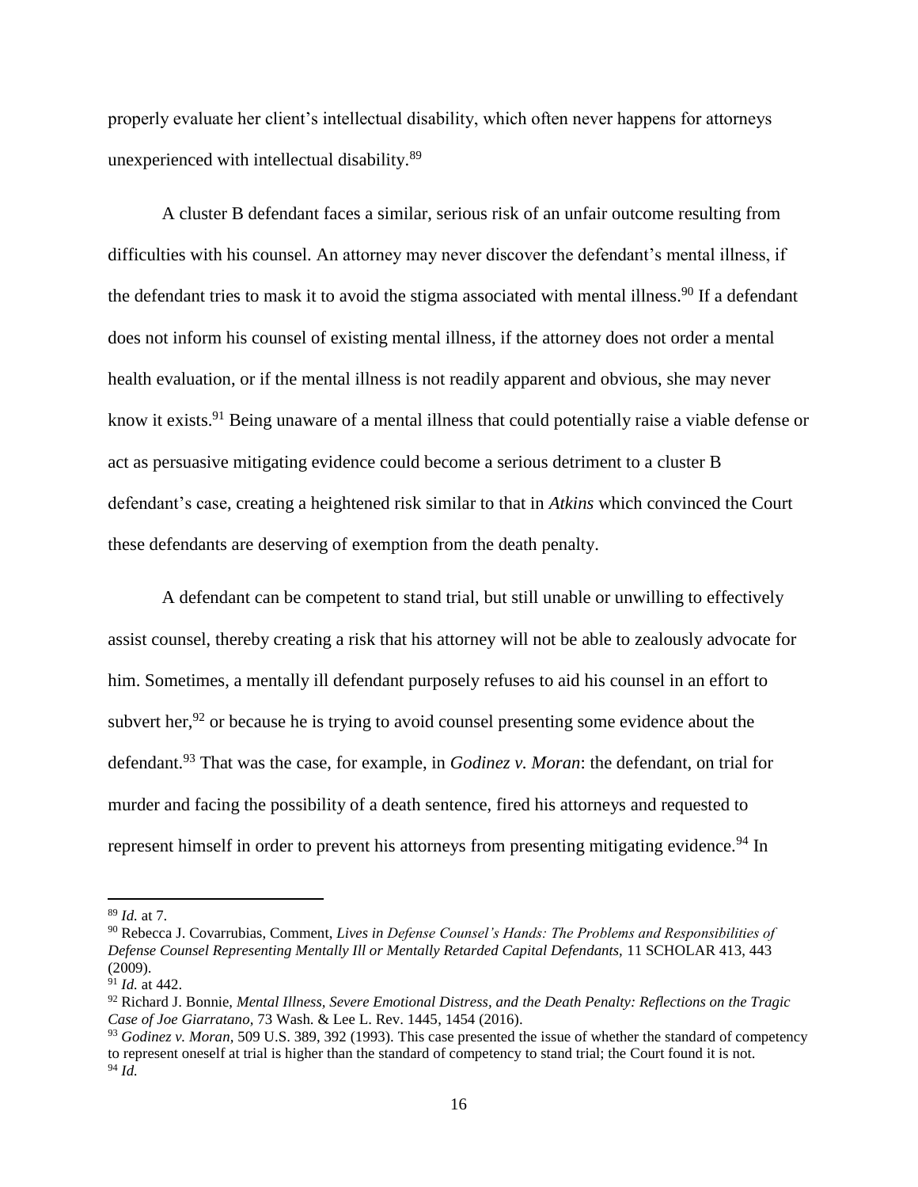properly evaluate her client's intellectual disability, which often never happens for attorneys unexperienced with intellectual disability.[89]

A cluster B defendant faces a similar, serious risk of an unfair outcome resulting from difficulties with his counsel. An attorney may never discover the defendant's mental illness, if the defendant tries to mask it to avoid the stigma associated with mental illness.[90] If a defendant does not inform his counsel of existing mental illness, if the attorney does not order a mental health evaluation, or if the mental illness is not readily apparent and obvious, she may never know it exists.[91] Being unaware of a mental illness that could potentially raise a viable defense or act as persuasive mitigating evidence could become a serious detriment to a cluster B defendant's case, creating a heightened risk similar to that in *Atkins* which convinced the Court these defendants are deserving of exemption from the death penalty.

A defendant can be competent to stand trial, but still unable or unwilling to effectively assist counsel, thereby creating a risk that his attorney will not be able to zealously advocate for him. Sometimes, a mentally ill defendant purposely refuses to aid his counsel in an effort to subvert her,[92] or because he is trying to avoid counsel presenting some evidence about the defendant.[93] That was the case, for example, in *Godinez v. Moran*: the defendant, on trial for murder and facing the possibility of a death sentence, fired his attorneys and requested to represent himself in order to prevent his attorneys from presenting mitigating evidence.[94] In

---

[89] *Id.* at 7.

[90] Rebecca J. Covarrubias, Comment, *Lives in Defense Counsel's Hands: The Problems and Responsibilities of Defense Counsel Representing Mentally Ill or Mentally Retarded Capital Defendants,* 11 SCHOLAR 413, 443 (2009).

[91] *Id.* at 442.

[92] Richard J. Bonnie, *Mental Illness, Severe Emotional Distress, and the Death Penalty: Reflections on the Tragic Case of Joe Giarratano,* 73 Wash. & Lee L. Rev. 1445, 1454 (2016).

[93] *Godinez v. Moran,* 509 U.S. 389, 392 (1993). This case presented the issue of whether the standard of competency to represent oneself at trial is higher than the standard of competency to stand trial; the Court found it is not.

[94] *Id.*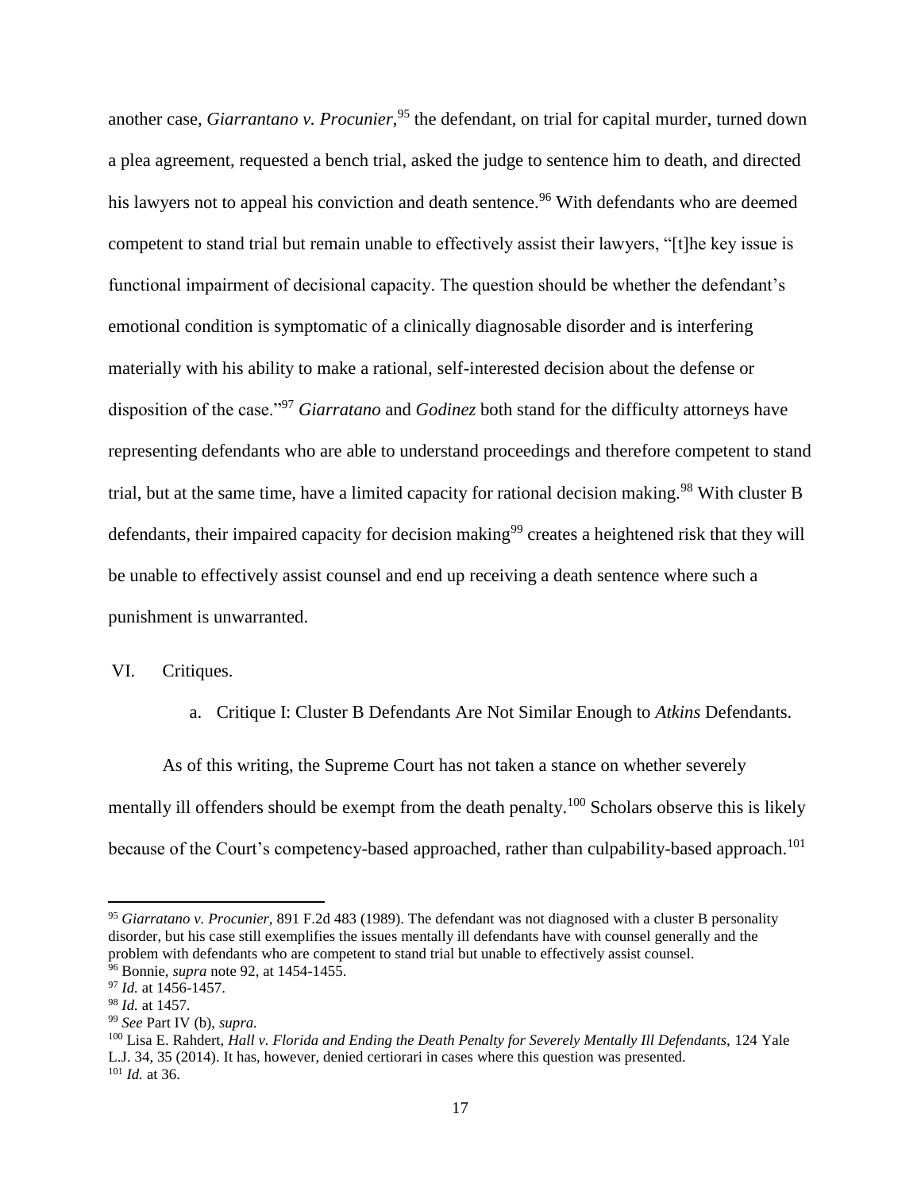another case, *Giarrantano v. Procunier*,[95] the defendant, on trial for capital murder, turned down a plea agreement, requested a bench trial, asked the judge to sentence him to death, and directed his lawyers not to appeal his conviction and death sentence.[96] With defendants who are deemed competent to stand trial but remain unable to effectively assist their lawyers, "[t]he key issue is functional impairment of decisional capacity. The question should be whether the defendant's emotional condition is symptomatic of a clinically diagnosable disorder and is interfering materially with his ability to make a rational, self-interested decision about the defense or disposition of the case."[97] *Giarratano* and *Godinez* both stand for the difficulty attorneys have representing defendants who are able to understand proceedings and therefore competent to stand trial, but at the same time, have a limited capacity for rational decision making.[98] With cluster B defendants, their impaired capacity for decision making[99] creates a heightened risk that they will be unable to effectively assist counsel and end up receiving a death sentence where such a punishment is unwarranted.

## VI. Critiques.

### a. Critique I: Cluster B Defendants Are Not Similar Enough to *Atkins* Defendants.

As of this writing, the Supreme Court has not taken a stance on whether severely mentally ill offenders should be exempt from the death penalty.[100] Scholars observe this is likely because of the Court's competency-based approached, rather than culpability-based approach.[101]

---

[95] *Giarratano v. Procunier*, 891 F.2d 483 (1989). The defendant was not diagnosed with a cluster B personality disorder, but his case still exemplifies the issues mentally ill defendants have with counsel generally and the problem with defendants who are competent to stand trial but unable to effectively assist counsel.

[96] Bonnie, *supra* note 92, at 1454-1455.

[97] *Id.* at 1456-1457.

[98] *Id.* at 1457.

[99] *See* Part IV (b), *supra.*

[100] Lisa E. Rahdert, *Hall v. Florida and Ending the Death Penalty for Severely Mentally Ill Defendants*, 124 Yale L.J. 34, 35 (2014). It has, however, denied certiorari in cases where this question was presented.

[101] *Id.* at 36.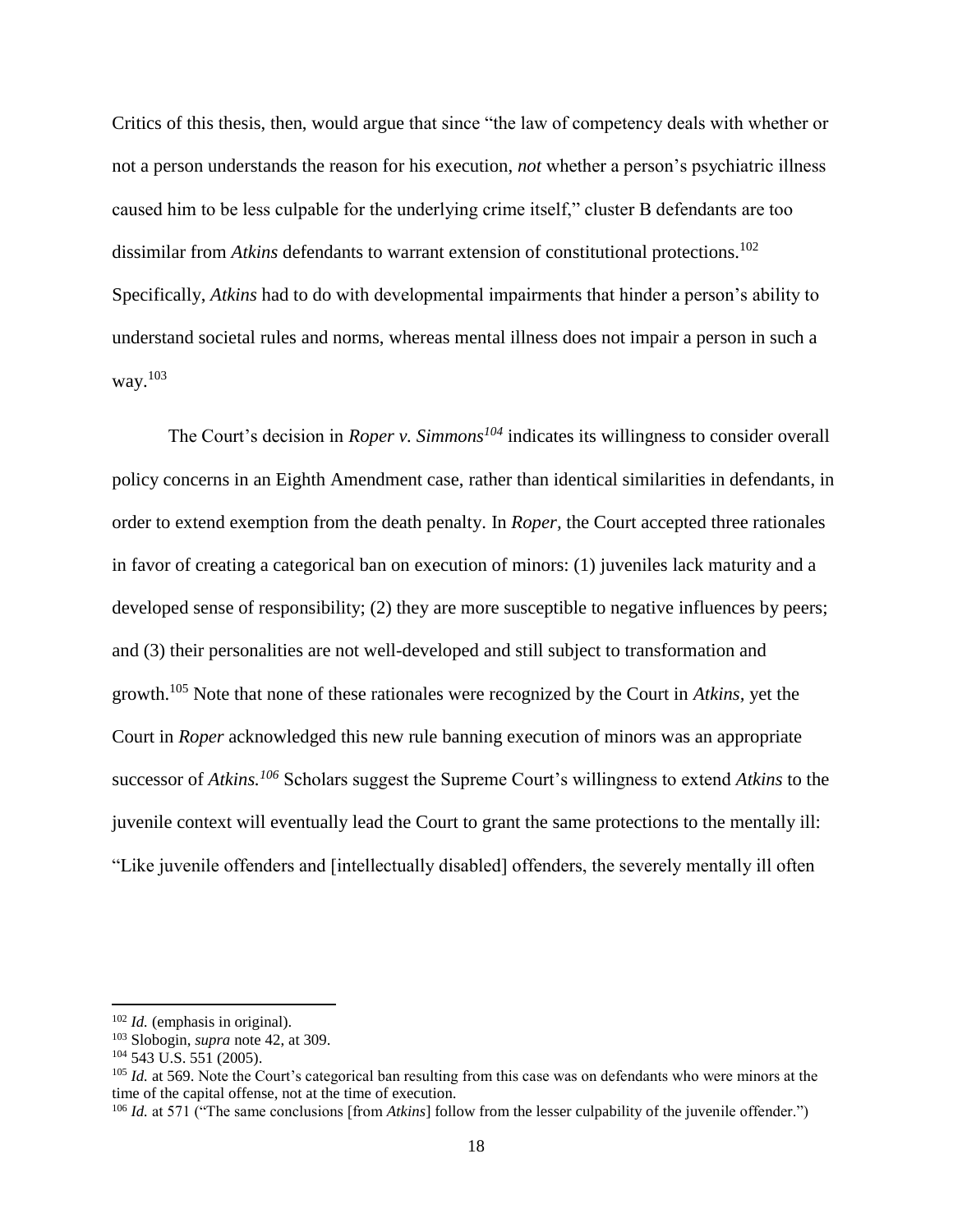Critics of this thesis, then, would argue that since "the law of competency deals with whether or not a person understands the reason for his execution, *not* whether a person's psychiatric illness caused him to be less culpable for the underlying crime itself," cluster B defendants are too dissimilar from *Atkins* defendants to warrant extension of constitutional protections.[102] Specifically, *Atkins* had to do with developmental impairments that hinder a person's ability to understand societal rules and norms, whereas mental illness does not impair a person in such a way.[103]

The Court's decision in *Roper v. Simmons*[104] indicates its willingness to consider overall policy concerns in an Eighth Amendment case, rather than identical similarities in defendants, in order to extend exemption from the death penalty. In *Roper*, the Court accepted three rationales in favor of creating a categorical ban on execution of minors: (1) juveniles lack maturity and a developed sense of responsibility; (2) they are more susceptible to negative influences by peers; and (3) their personalities are not well-developed and still subject to transformation and growth.[105] Note that none of these rationales were recognized by the Court in *Atkins*, yet the Court in *Roper* acknowledged this new rule banning execution of minors was an appropriate successor of *Atkins.*[106] Scholars suggest the Supreme Court's willingness to extend *Atkins* to the juvenile context will eventually lead the Court to grant the same protections to the mentally ill: "Like juvenile offenders and [intellectually disabled] offenders, the severely mentally ill often

---

[102] *Id.* (emphasis in original).

[103] Slobogin, *supra* note 42, at 309.

[104] 543 U.S. 551 (2005).

[105] *Id.* at 569. Note the Court's categorical ban resulting from this case was on defendants who were minors at the time of the capital offense, not at the time of execution.

[106] *Id.* at 571 ("The same conclusions [from *Atkins*] follow from the lesser culpability of the juvenile offender.")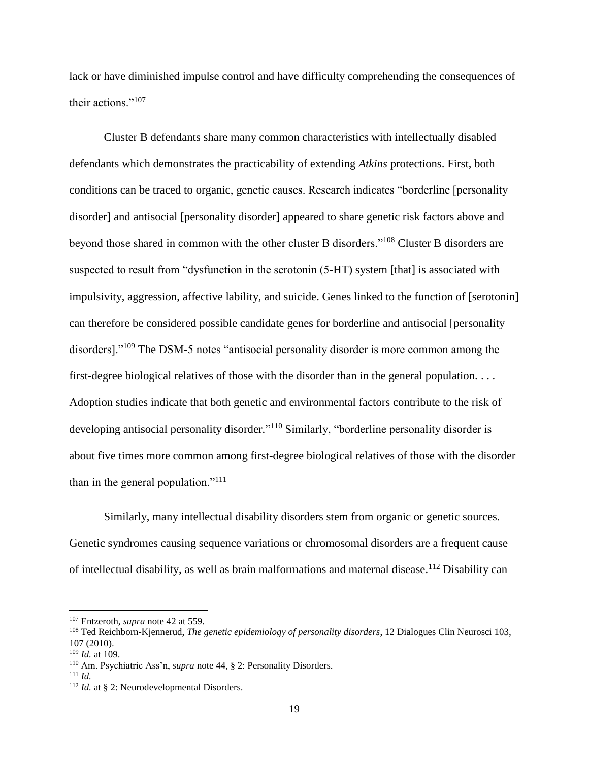lack or have diminished impulse control and have difficulty comprehending the consequences of their actions."[107]

Cluster B defendants share many common characteristics with intellectually disabled defendants which demonstrates the practicability of extending *Atkins* protections. First, both conditions can be traced to organic, genetic causes. Research indicates "borderline [personality disorder] and antisocial [personality disorder] appeared to share genetic risk factors above and beyond those shared in common with the other cluster B disorders."[108] Cluster B disorders are suspected to result from "dysfunction in the serotonin (5-HT) system [that] is associated with impulsivity, aggression, affective lability, and suicide. Genes linked to the function of [serotonin] can therefore be considered possible candidate genes for borderline and antisocial [personality disorders]."[109] The DSM-5 notes "antisocial personality disorder is more common among the first-degree biological relatives of those with the disorder than in the general population. . . . Adoption studies indicate that both genetic and environmental factors contribute to the risk of developing antisocial personality disorder."[110] Similarly, "borderline personality disorder is about five times more common among first-degree biological relatives of those with the disorder than in the general population."[111]

Similarly, many intellectual disability disorders stem from organic or genetic sources. Genetic syndromes causing sequence variations or chromosomal disorders are a frequent cause of intellectual disability, as well as brain malformations and maternal disease.[112] Disability can

---

[107] Entzeroth, *supra* note 42 at 559.

[108] Ted Reichborn-Kjennerud, *The genetic epidemiology of personality disorders*, 12 Dialogues Clin Neurosci 103, 107 (2010).

[109] *Id.* at 109.

[110] Am. Psychiatric Ass'n, *supra* note 44, § 2: Personality Disorders.

[111] *Id.*

[112] *Id.* at § 2: Neurodevelopmental Disorders.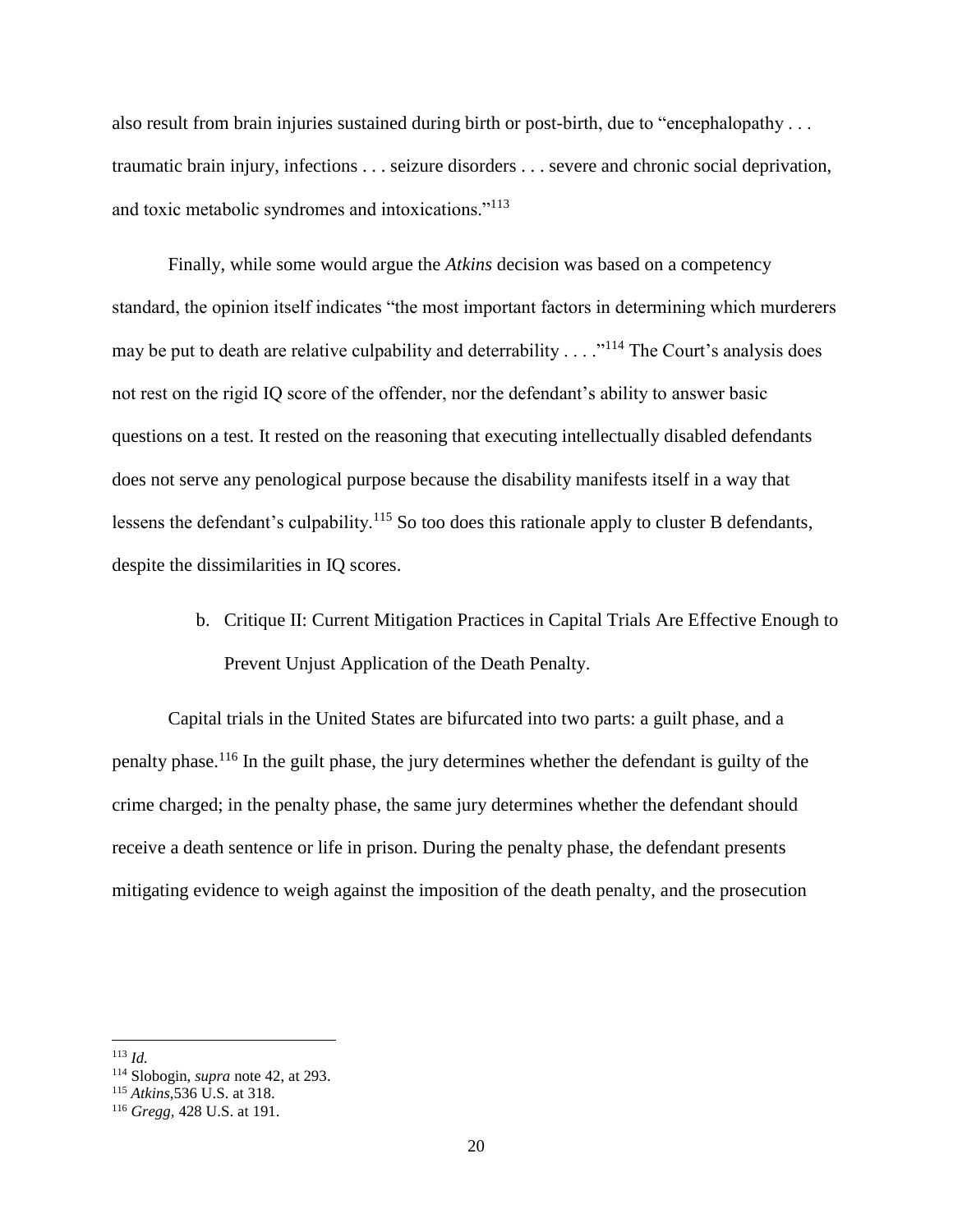also result from brain injuries sustained during birth or post-birth, due to "encephalopathy . . . traumatic brain injury, infections . . . seizure disorders . . . severe and chronic social deprivation, and toxic metabolic syndromes and intoxications."[113]

Finally, while some would argue the *Atkins* decision was based on a competency standard, the opinion itself indicates "the most important factors in determining which murderers may be put to death are relative culpability and deterrability . . . ."[114] The Court's analysis does not rest on the rigid IQ score of the offender, nor the defendant's ability to answer basic questions on a test. It rested on the reasoning that executing intellectually disabled defendants does not serve any penological purpose because the disability manifests itself in a way that lessens the defendant's culpability.[115] So too does this rationale apply to cluster B defendants, despite the dissimilarities in IQ scores.

b. Critique II: Current Mitigation Practices in Capital Trials Are Effective Enough to Prevent Unjust Application of the Death Penalty.

Capital trials in the United States are bifurcated into two parts: a guilt phase, and a penalty phase.[116] In the guilt phase, the jury determines whether the defendant is guilty of the crime charged; in the penalty phase, the same jury determines whether the defendant should receive a death sentence or life in prison. During the penalty phase, the defendant presents mitigating evidence to weigh against the imposition of the death penalty, and the prosecution

---

[113] *Id.*

[114] Slobogin, *supra* note 42, at 293.

[115] *Atkins*,536 U.S. at 318.

[116] *Gregg*, 428 U.S. at 191.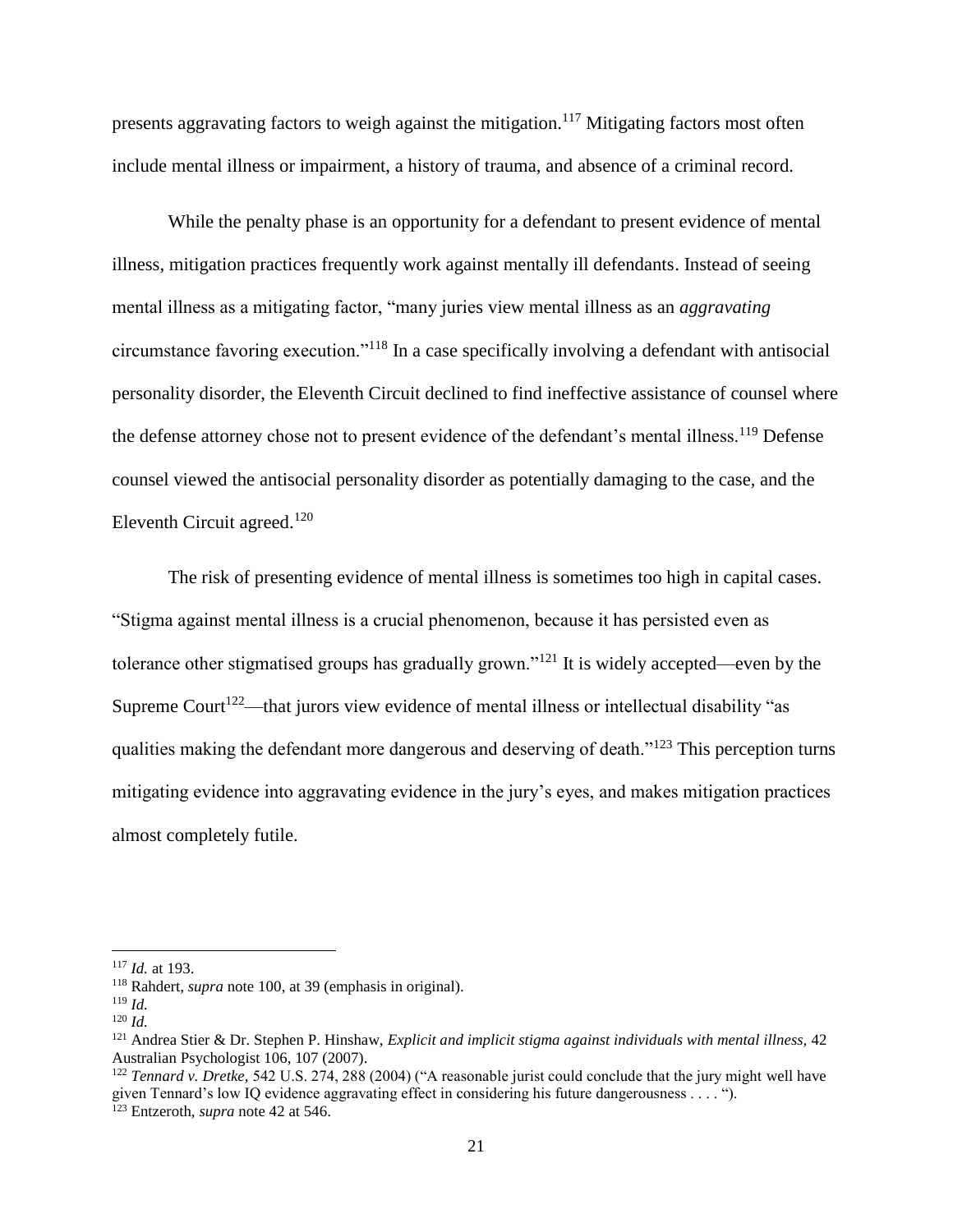presents aggravating factors to weigh against the mitigation.[117] Mitigating factors most often include mental illness or impairment, a history of trauma, and absence of a criminal record.

While the penalty phase is an opportunity for a defendant to present evidence of mental illness, mitigation practices frequently work against mentally ill defendants. Instead of seeing mental illness as a mitigating factor, "many juries view mental illness as an *aggravating* circumstance favoring execution."[118] In a case specifically involving a defendant with antisocial personality disorder, the Eleventh Circuit declined to find ineffective assistance of counsel where the defense attorney chose not to present evidence of the defendant's mental illness.[119] Defense counsel viewed the antisocial personality disorder as potentially damaging to the case, and the Eleventh Circuit agreed.[120]

The risk of presenting evidence of mental illness is sometimes too high in capital cases. "Stigma against mental illness is a crucial phenomenon, because it has persisted even as tolerance other stigmatised groups has gradually grown."[121] It is widely accepted—even by the Supreme Court[122]—that jurors view evidence of mental illness or intellectual disability "as qualities making the defendant more dangerous and deserving of death."[123] This perception turns mitigating evidence into aggravating evidence in the jury's eyes, and makes mitigation practices almost completely futile.

---

[117] *Id.* at 193.

[118] Rahdert, *supra* note 100, at 39 (emphasis in original).

[119] *Id.*

[120] *Id.*

[121] Andrea Stier & Dr. Stephen P. Hinshaw, *Explicit and implicit stigma against individuals with mental illness,* 42 Australian Psychologist 106, 107 (2007).

[122] *Tennard v. Dretke*, 542 U.S. 274, 288 (2004) ("A reasonable jurist could conclude that the jury might well have given Tennard's low IQ evidence aggravating effect in considering his future dangerousness . . . . ").

[123] Entzeroth, *supra* note 42 at 546.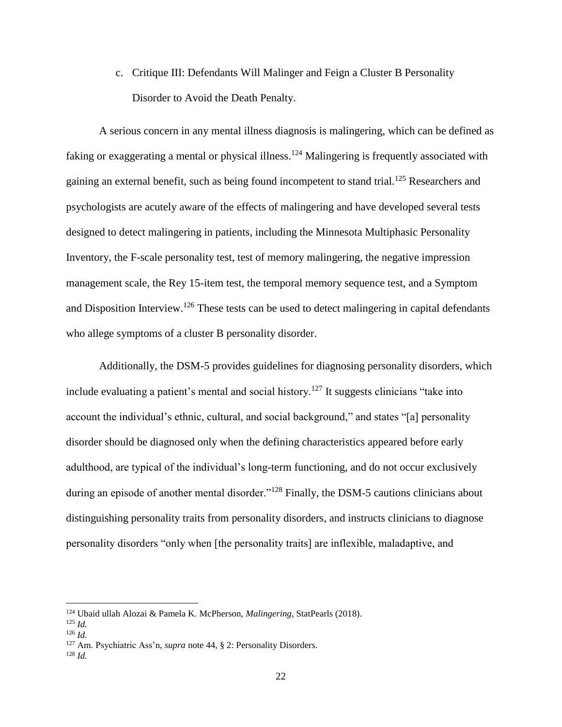c. Critique III: Defendants Will Malinger and Feign a Cluster B Personality Disorder to Avoid the Death Penalty.

A serious concern in any mental illness diagnosis is malingering, which can be defined as faking or exaggerating a mental or physical illness.[124] Malingering is frequently associated with gaining an external benefit, such as being found incompetent to stand trial.[125] Researchers and psychologists are acutely aware of the effects of malingering and have developed several tests designed to detect malingering in patients, including the Minnesota Multiphasic Personality Inventory, the F-scale personality test, test of memory malingering, the negative impression management scale, the Rey 15-item test, the temporal memory sequence test, and a Symptom and Disposition Interview.[126] These tests can be used to detect malingering in capital defendants who allege symptoms of a cluster B personality disorder.

Additionally, the DSM-5 provides guidelines for diagnosing personality disorders, which include evaluating a patient's mental and social history.[127] It suggests clinicians "take into account the individual's ethnic, cultural, and social background," and states "[a] personality disorder should be diagnosed only when the defining characteristics appeared before early adulthood, are typical of the individual's long-term functioning, and do not occur exclusively during an episode of another mental disorder."[128] Finally, the DSM-5 cautions clinicians about distinguishing personality traits from personality disorders, and instructs clinicians to diagnose personality disorders "only when [the personality traits] are inflexible, maladaptive, and

---

[124] Ubaid ullah Alozai & Pamela K. McPherson, *Malingering*, StatPearls (2018).

[125] *Id.*

[126] *Id.*

[127] Am. Psychiatric Ass'n, *supra* note 44, § 2: Personality Disorders.

[128] *Id.*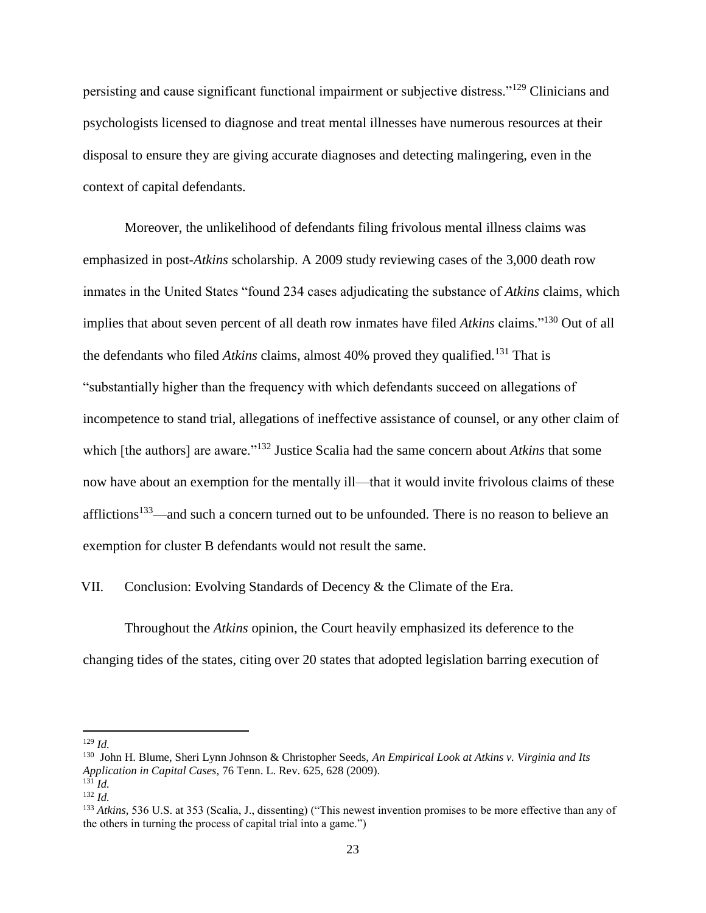persisting and cause significant functional impairment or subjective distress."[129] Clinicians and psychologists licensed to diagnose and treat mental illnesses have numerous resources at their disposal to ensure they are giving accurate diagnoses and detecting malingering, even in the context of capital defendants.

Moreover, the unlikelihood of defendants filing frivolous mental illness claims was emphasized in post-*Atkins* scholarship. A 2009 study reviewing cases of the 3,000 death row inmates in the United States "found 234 cases adjudicating the substance of *Atkins* claims, which implies that about seven percent of all death row inmates have filed *Atkins* claims."[130] Out of all the defendants who filed *Atkins* claims, almost 40% proved they qualified.[131] That is "substantially higher than the frequency with which defendants succeed on allegations of incompetence to stand trial, allegations of ineffective assistance of counsel, or any other claim of which [the authors] are aware."[132] Justice Scalia had the same concern about *Atkins* that some now have about an exemption for the mentally ill—that it would invite frivolous claims of these afflictions[133]—and such a concern turned out to be unfounded. There is no reason to believe an exemption for cluster B defendants would not result the same.

## VII. Conclusion: Evolving Standards of Decency & the Climate of the Era.

Throughout the *Atkins* opinion, the Court heavily emphasized its deference to the changing tides of the states, citing over 20 states that adopted legislation barring execution of

---

[129] *Id.*

[130] John H. Blume, Sheri Lynn Johnson & Christopher Seeds, *An Empirical Look at Atkins v. Virginia and Its Application in Capital Cases*, 76 Tenn. L. Rev. 625, 628 (2009).

[131] *Id.*

[132] *Id.*

[133] *Atkins*, 536 U.S. at 353 (Scalia, J., dissenting) ("This newest invention promises to be more effective than any of the others in turning the process of capital trial into a game.")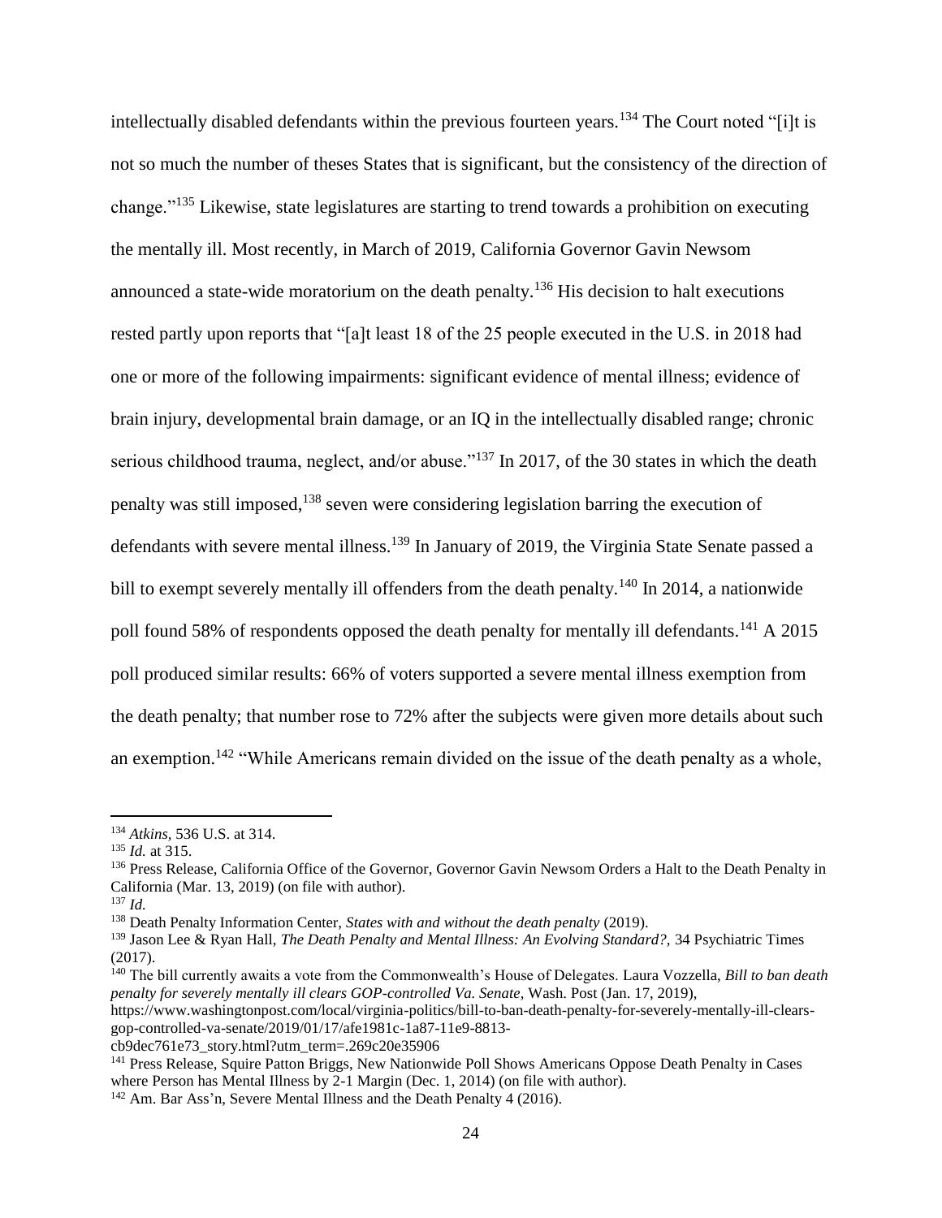intellectually disabled defendants within the previous fourteen years.[134] The Court noted "[i]t is not so much the number of theses States that is significant, but the consistency of the direction of change."[135] Likewise, state legislatures are starting to trend towards a prohibition on executing the mentally ill. Most recently, in March of 2019, California Governor Gavin Newsom announced a state-wide moratorium on the death penalty.[136] His decision to halt executions rested partly upon reports that "[a]t least 18 of the 25 people executed in the U.S. in 2018 had one or more of the following impairments: significant evidence of mental illness; evidence of brain injury, developmental brain damage, or an IQ in the intellectually disabled range; chronic serious childhood trauma, neglect, and/or abuse."[137] In 2017, of the 30 states in which the death penalty was still imposed,[138] seven were considering legislation barring the execution of defendants with severe mental illness.[139] In January of 2019, the Virginia State Senate passed a bill to exempt severely mentally ill offenders from the death penalty.[140] In 2014, a nationwide poll found 58% of respondents opposed the death penalty for mentally ill defendants.[141] A 2015 poll produced similar results: 66% of voters supported a severe mental illness exemption from the death penalty; that number rose to 72% after the subjects were given more details about such an exemption.[142] "While Americans remain divided on the issue of the death penalty as a whole,

---

[134] *Atkins*, 536 U.S. at 314.

[135] *Id.* at 315.

[136] Press Release, California Office of the Governor, Governor Gavin Newsom Orders a Halt to the Death Penalty in California (Mar. 13, 2019) (on file with author).

[137] *Id.*

[138] Death Penalty Information Center, *States with and without the death penalty* (2019).

[139] Jason Lee & Ryan Hall, *The Death Penalty and Mental Illness: An Evolving Standard?*, 34 Psychiatric Times (2017).

[140] The bill currently awaits a vote from the Commonwealth's House of Delegates. Laura Vozzella, *Bill to ban death penalty for severely mentally ill clears GOP-controlled Va. Senate*, Wash. Post (Jan. 17, 2019), https://www.washingtonpost.com/local/virginia-politics/bill-to-ban-death-penalty-for-severely-mentally-ill-clears-gop-controlled-va-senate/2019/01/17/afe1981c-1a87-11e9-8813-cb9dec761e73_story.html?utm_term=.269c20e35906

[141] Press Release, Squire Patton Briggs, New Nationwide Poll Shows Americans Oppose Death Penalty in Cases where Person has Mental Illness by 2-1 Margin (Dec. 1, 2014) (on file with author).

[142] Am. Bar Ass'n, Severe Mental Illness and the Death Penalty 4 (2016).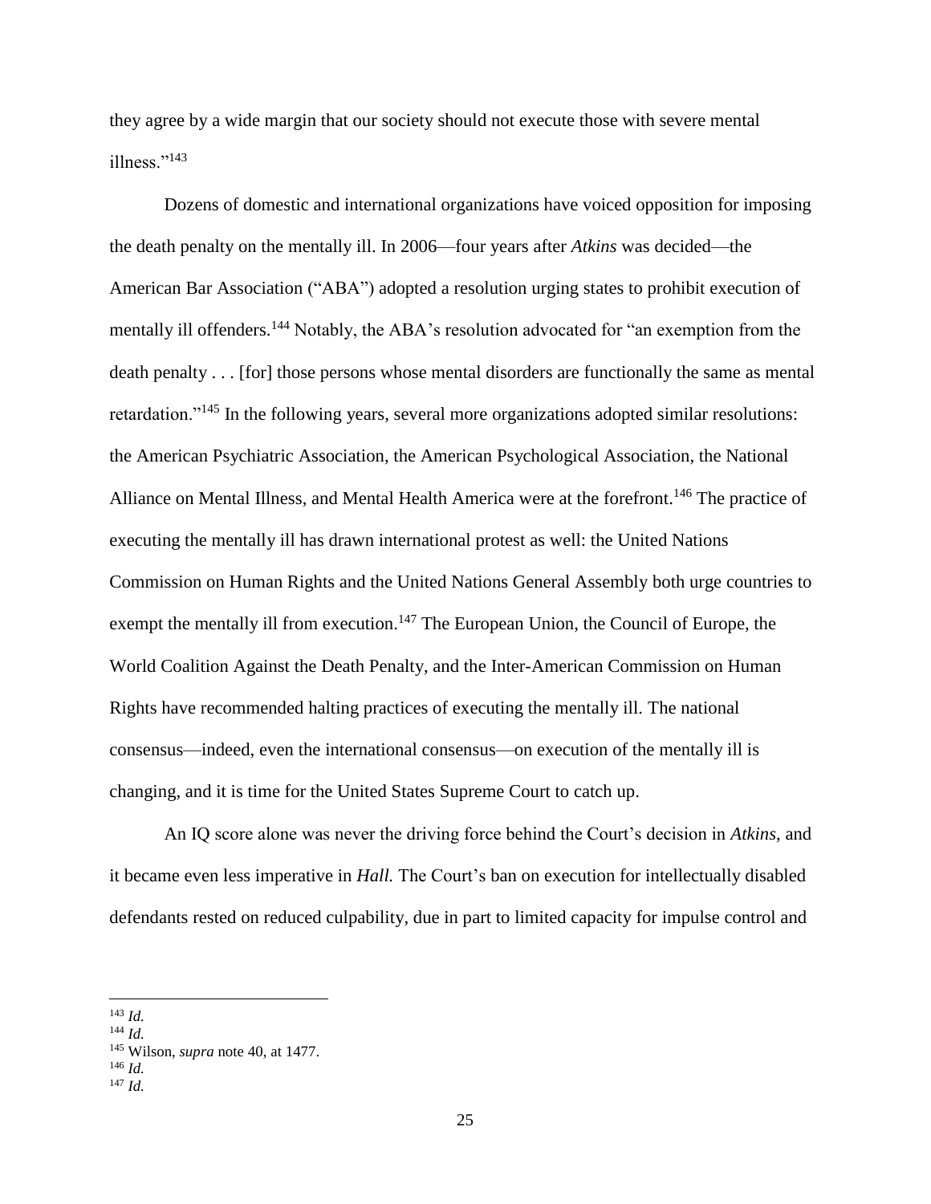they agree by a wide margin that our society should not execute those with severe mental illness."[143]

Dozens of domestic and international organizations have voiced opposition for imposing the death penalty on the mentally ill. In 2006—four years after *Atkins* was decided—the American Bar Association ("ABA") adopted a resolution urging states to prohibit execution of mentally ill offenders.[144] Notably, the ABA's resolution advocated for "an exemption from the death penalty . . . [for] those persons whose mental disorders are functionally the same as mental retardation."[145] In the following years, several more organizations adopted similar resolutions: the American Psychiatric Association, the American Psychological Association, the National Alliance on Mental Illness, and Mental Health America were at the forefront.[146] The practice of executing the mentally ill has drawn international protest as well: the United Nations Commission on Human Rights and the United Nations General Assembly both urge countries to exempt the mentally ill from execution.[147] The European Union, the Council of Europe, the World Coalition Against the Death Penalty, and the Inter-American Commission on Human Rights have recommended halting practices of executing the mentally ill. The national consensus—indeed, even the international consensus—on execution of the mentally ill is changing, and it is time for the United States Supreme Court to catch up.

An IQ score alone was never the driving force behind the Court's decision in *Atkins*, and it became even less imperative in *Hall.* The Court's ban on execution for intellectually disabled defendants rested on reduced culpability, due in part to limited capacity for impulse control and

---

[143] *Id.*

[144] *Id.*

[145] Wilson, *supra* note 40, at 1477.

[146] *Id.*

[147] *Id.*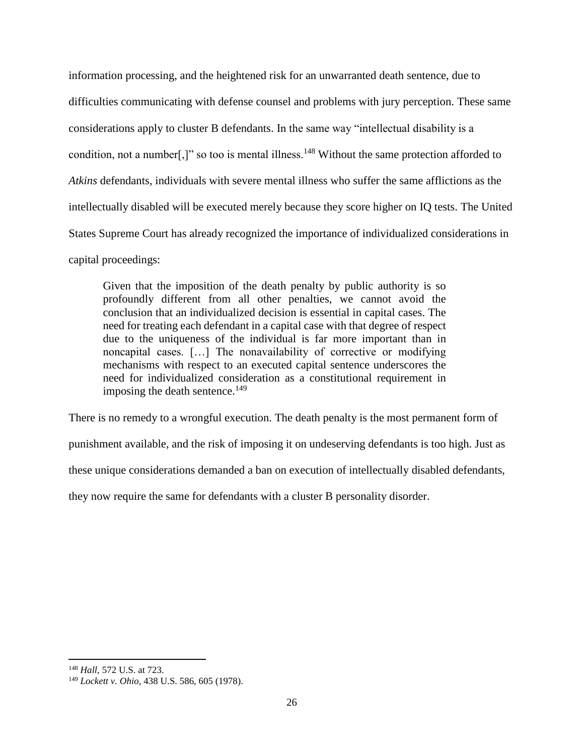information processing, and the heightened risk for an unwarranted death sentence, due to difficulties communicating with defense counsel and problems with jury perception. These same considerations apply to cluster B defendants. In the same way "intellectual disability is a condition, not a number[,]" so too is mental illness.[148] Without the same protection afforded to *Atkins* defendants, individuals with severe mental illness who suffer the same afflictions as the intellectually disabled will be executed merely because they score higher on IQ tests. The United States Supreme Court has already recognized the importance of individualized considerations in capital proceedings:

> Given that the imposition of the death penalty by public authority is so profoundly different from all other penalties, we cannot avoid the conclusion that an individualized decision is essential in capital cases. The need for treating each defendant in a capital case with that degree of respect due to the uniqueness of the individual is far more important than in noncapital cases. […] The nonavailability of corrective or modifying mechanisms with respect to an executed capital sentence underscores the need for individualized consideration as a constitutional requirement in imposing the death sentence.[149]

There is no remedy to a wrongful execution. The death penalty is the most permanent form of punishment available, and the risk of imposing it on undeserving defendants is too high. Just as these unique considerations demanded a ban on execution of intellectually disabled defendants, they now require the same for defendants with a cluster B personality disorder.

---

[148] *Hall*, 572 U.S. at 723.

[149] *Lockett v. Ohio*, 438 U.S. 586, 605 (1978).